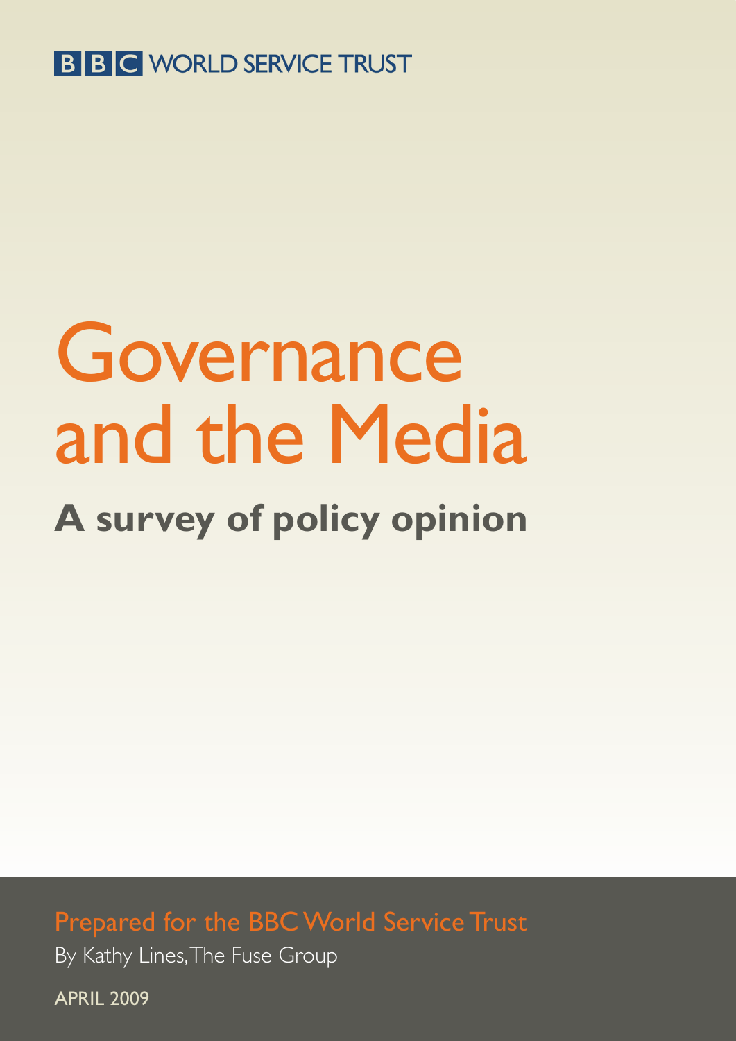BBC WORLD SERVICE TRUST

# Governance and the Media

## A survey of policy opinion

Prepared for the BBC World Service Trust

By Kathy Lines, The Fuse Group

APRIL 2009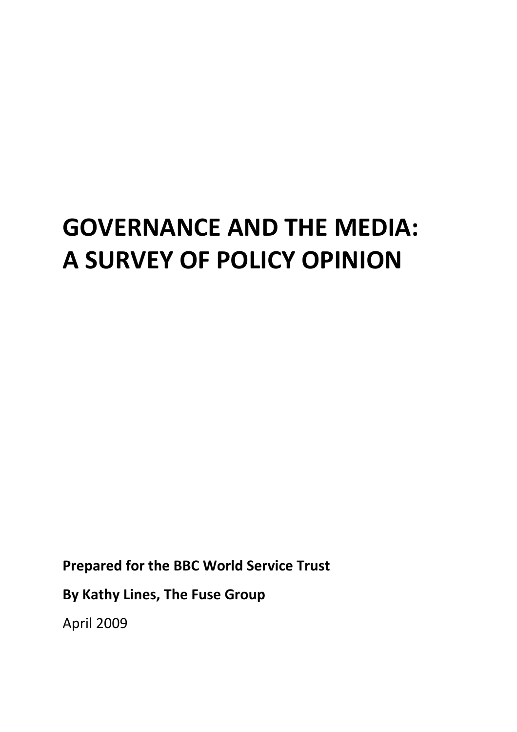# GOVERNANCE AND THE MEDIA: A SURVEY OF POLICY OPINION

**Prepared for the BBC World Service Trust**

**By Kathy Lines, The Fuse Group**

April 2009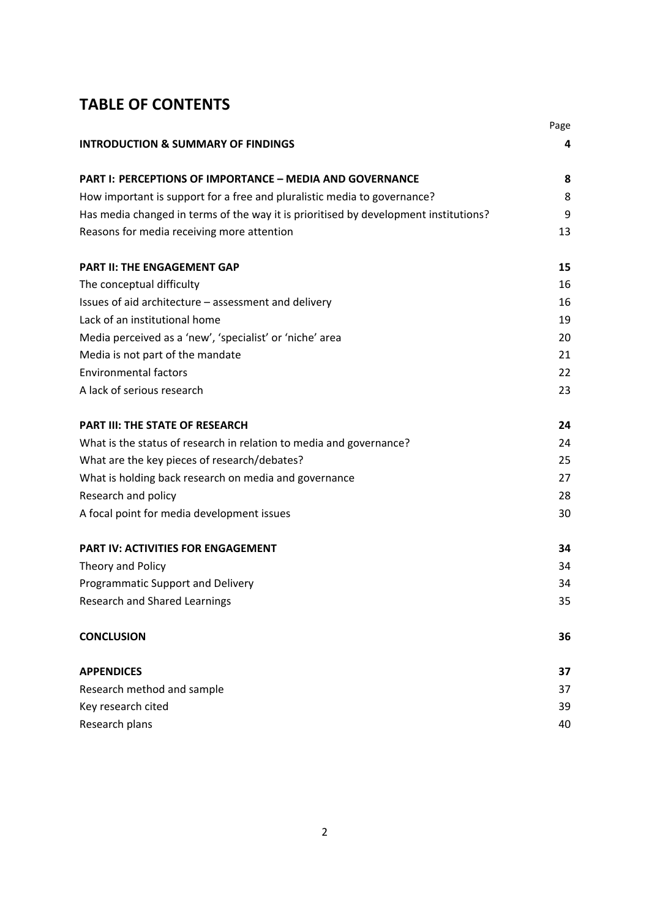# TABLE OF CONTENTS

| | Page |
|---|---|
| **INTRODUCTION & SUMMARY OF FINDINGS** | **4** |
| **PART I: PERCEPTIONS OF IMPORTANCE – MEDIA AND GOVERNANCE** | **8** |
| How important is support for a free and pluralistic media to governance? | 8 |
| Has media changed in terms of the way it is prioritised by development institutions? | 9 |
| Reasons for media receiving more attention | 13 |
| **PART II: THE ENGAGEMENT GAP** | **15** |
| The conceptual difficulty | 16 |
| Issues of aid architecture – assessment and delivery | 16 |
| Lack of an institutional home | 19 |
| Media perceived as a 'new', 'specialist' or 'niche' area | 20 |
| Media is not part of the mandate | 21 |
| Environmental factors | 22 |
| A lack of serious research | 23 |
| **PART III: THE STATE OF RESEARCH** | **24** |
| What is the status of research in relation to media and governance? | 24 |
| What are the key pieces of research/debates? | 25 |
| What is holding back research on media and governance | 27 |
| Research and policy | 28 |
| A focal point for media development issues | 30 |
| **PART IV: ACTIVITIES FOR ENGAGEMENT** | **34** |
| Theory and Policy | 34 |
| Programmatic Support and Delivery | 34 |
| Research and Shared Learnings | 35 |
| **CONCLUSION** | **36** |
| **APPENDICES** | **37** |
| Research method and sample | 37 |
| Key research cited | 39 |
| Research plans | 40 |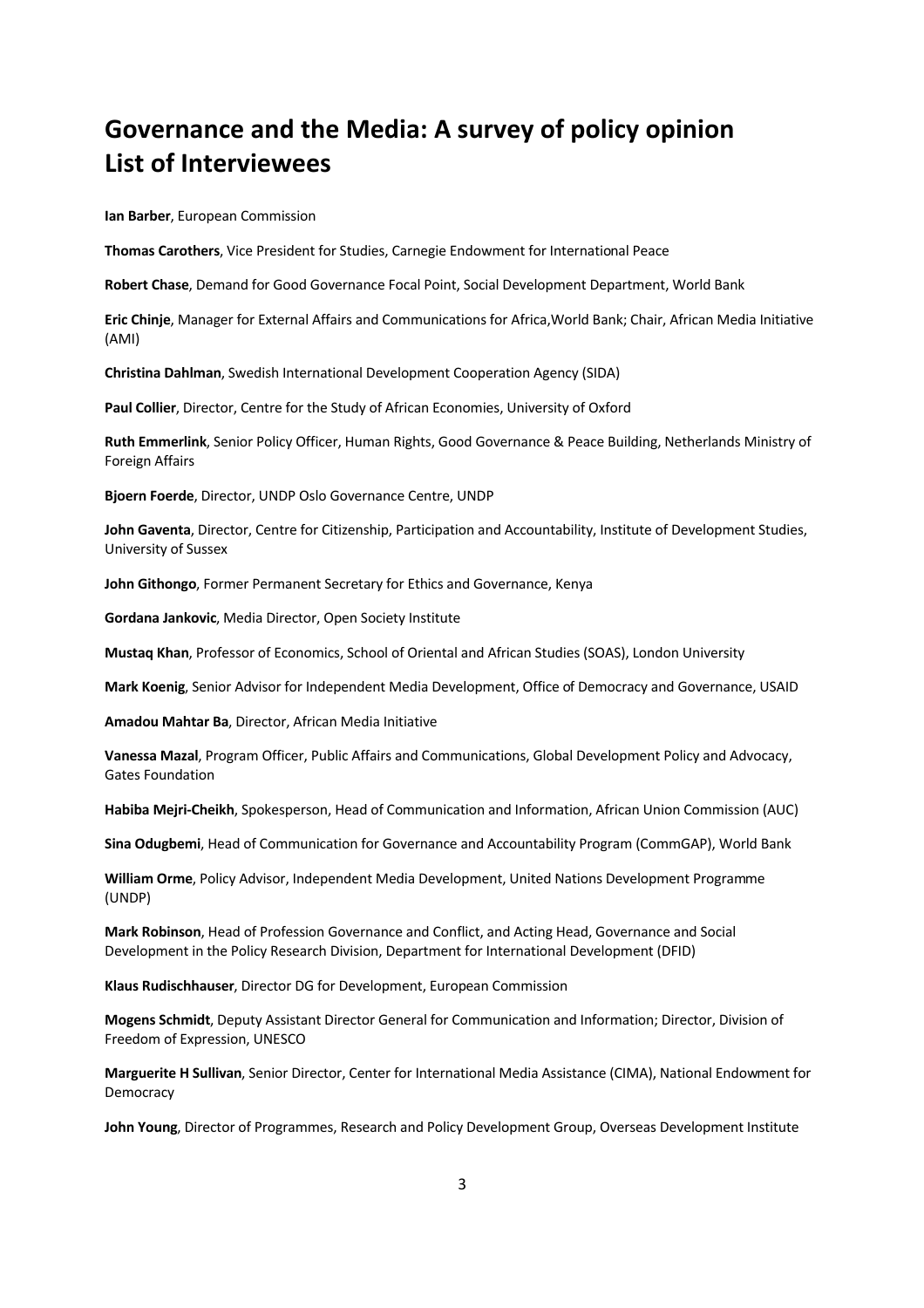# Governance and the Media: A survey of policy opinion
# List of Interviewees

**Ian Barber**, European Commission

**Thomas Carothers**, Vice President for Studies, Carnegie Endowment for International Peace

**Robert Chase**, Demand for Good Governance Focal Point, Social Development Department, World Bank

**Eric Chinje**, Manager for External Affairs and Communications for Africa,World Bank; Chair, African Media Initiative (AMI)

**Christina Dahlman**, Swedish International Development Cooperation Agency (SIDA)

**Paul Collier**, Director, Centre for the Study of African Economies, University of Oxford

**Ruth Emmerlink**, Senior Policy Officer, Human Rights, Good Governance & Peace Building, Netherlands Ministry of Foreign Affairs

**Bjoern Foerde**, Director, UNDP Oslo Governance Centre, UNDP

**John Gaventa**, Director, Centre for Citizenship, Participation and Accountability, Institute of Development Studies, University of Sussex

**John Githongo**, Former Permanent Secretary for Ethics and Governance, Kenya

**Gordana Jankovic**, Media Director, Open Society Institute

**Mustaq Khan**, Professor of Economics, School of Oriental and African Studies (SOAS), London University

**Mark Koenig**, Senior Advisor for Independent Media Development, Office of Democracy and Governance, USAID

**Amadou Mahtar Ba**, Director, African Media Initiative

**Vanessa Mazal**, Program Officer, Public Affairs and Communications, Global Development Policy and Advocacy, Gates Foundation

**Habiba Mejri-Cheikh**, Spokesperson, Head of Communication and Information, African Union Commission (AUC)

**Sina Odugbemi**, Head of Communication for Governance and Accountability Program (CommGAP), World Bank

**William Orme**, Policy Advisor, Independent Media Development, United Nations Development Programme (UNDP)

**Mark Robinson**, Head of Profession Governance and Conflict, and Acting Head, Governance and Social Development in the Policy Research Division, Department for International Development (DFID)

**Klaus Rudischhauser**, Director DG for Development, European Commission

**Mogens Schmidt**, Deputy Assistant Director General for Communication and Information; Director, Division of Freedom of Expression, UNESCO

**Marguerite H Sullivan**, Senior Director, Center for International Media Assistance (CIMA), National Endowment for Democracy

**John Young**, Director of Programmes, Research and Policy Development Group, Overseas Development Institute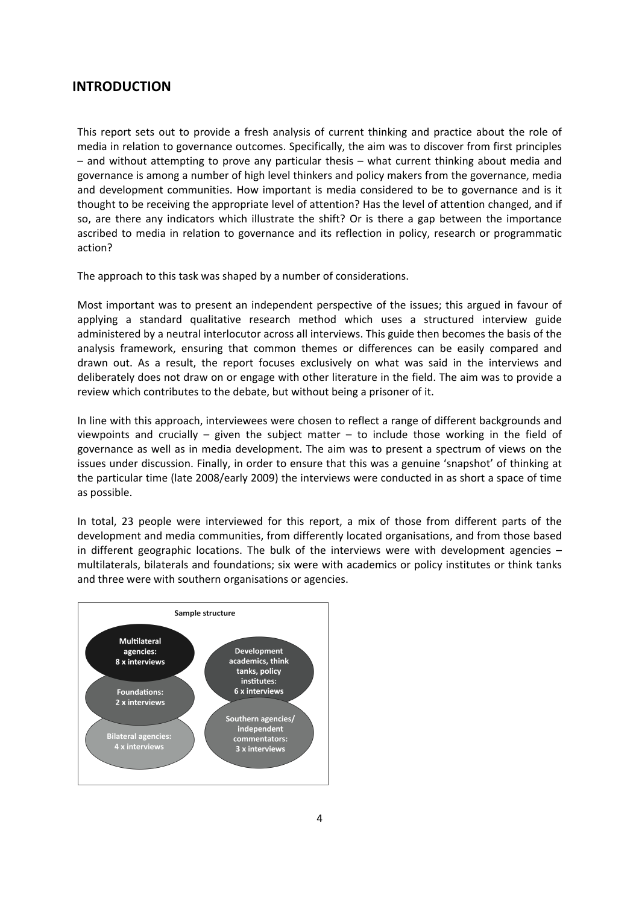## INTRODUCTION

This report sets out to provide a fresh analysis of current thinking and practice about the role of media in relation to governance outcomes. Specifically, the aim was to discover from first principles – and without attempting to prove any particular thesis – what current thinking about media and governance is among a number of high level thinkers and policy makers from the governance, media and development communities. How important is media considered to be to governance and is it thought to be receiving the appropriate level of attention? Has the level of attention changed, and if so, are there any indicators which illustrate the shift? Or is there a gap between the importance ascribed to media in relation to governance and its reflection in policy, research or programmatic action?

The approach to this task was shaped by a number of considerations.

Most important was to present an independent perspective of the issues; this argued in favour of applying a standard qualitative research method which uses a structured interview guide administered by a neutral interlocutor across all interviews. This guide then becomes the basis of the analysis framework, ensuring that common themes or differences can be easily compared and drawn out. As a result, the report focuses exclusively on what was said in the interviews and deliberately does not draw on or engage with other literature in the field. The aim was to provide a review which contributes to the debate, but without being a prisoner of it.

In line with this approach, interviewees were chosen to reflect a range of different backgrounds and viewpoints and crucially – given the subject matter – to include those working in the field of governance as well as in media development. The aim was to present a spectrum of views on the issues under discussion. Finally, in order to ensure that this was a genuine 'snapshot' of thinking at the particular time (late 2008/early 2009) the interviews were conducted in as short a space of time as possible.

In total, 23 people were interviewed for this report, a mix of those from different parts of the development and media communities, from differently located organisations, and from those based in different geographic locations. The bulk of the interviews were with development agencies – multilaterals, bilaterals and foundations; six were with academics or policy institutes or think tanks and three were with southern organisations or agencies.

**Sample structure**

- **Multilateral agencies: 8 x interviews**
- **Foundations: 2 x interviews**
- **Bilateral agencies: 4 x interviews**
- **Development academics, think tanks, policy institutes: 6 x interviews**
- **Southern agencies/ independent commentators: 3 x interviews**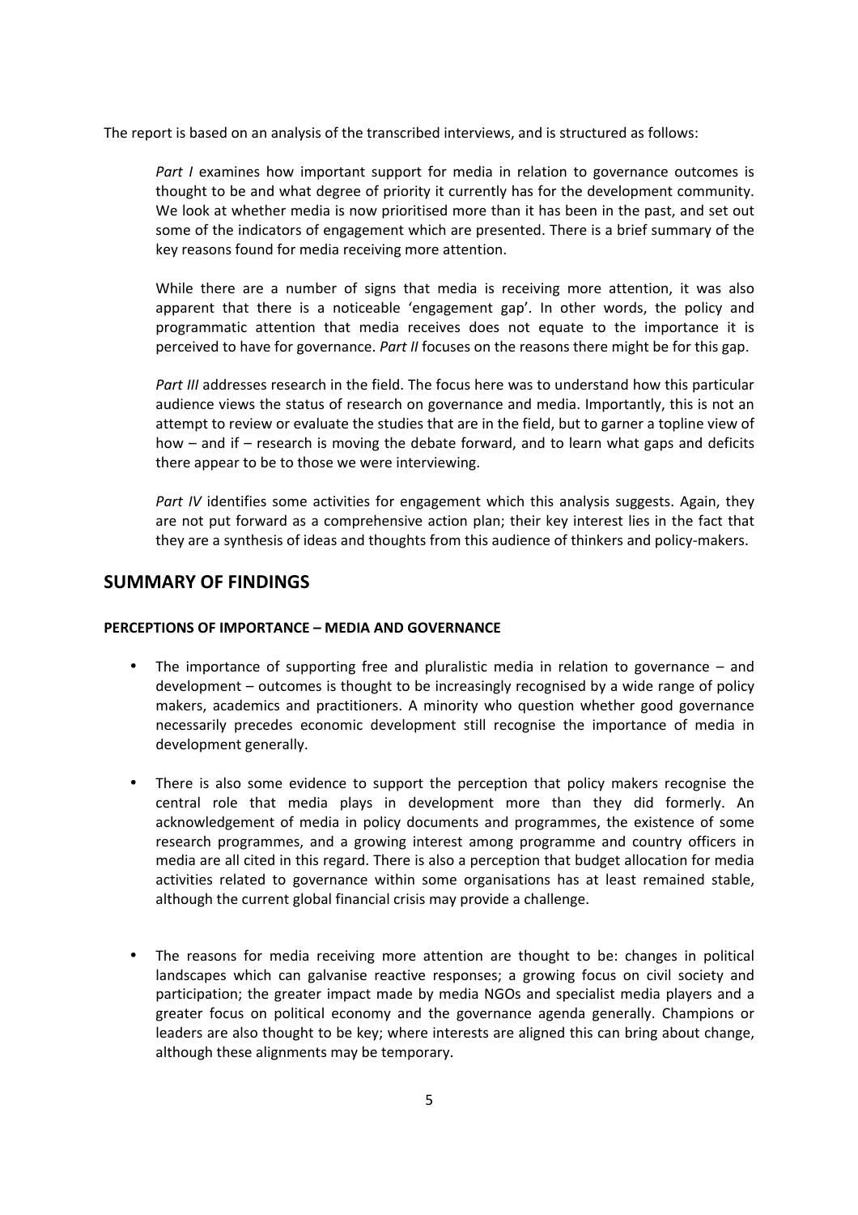The report is based on an analysis of the transcribed interviews, and is structured as follows:

*Part I* examines how important support for media in relation to governance outcomes is thought to be and what degree of priority it currently has for the development community. We look at whether media is now prioritised more than it has been in the past, and set out some of the indicators of engagement which are presented. There is a brief summary of the key reasons found for media receiving more attention.

While there are a number of signs that media is receiving more attention, it was also apparent that there is a noticeable 'engagement gap'. In other words, the policy and programmatic attention that media receives does not equate to the importance it is perceived to have for governance. *Part II* focuses on the reasons there might be for this gap.

*Part III* addresses research in the field. The focus here was to understand how this particular audience views the status of research on governance and media. Importantly, this is not an attempt to review or evaluate the studies that are in the field, but to garner a topline view of how – and if – research is moving the debate forward, and to learn what gaps and deficits there appear to be to those we were interviewing.

*Part IV* identifies some activities for engagement which this analysis suggests. Again, they are not put forward as a comprehensive action plan; their key interest lies in the fact that they are a synthesis of ideas and thoughts from this audience of thinkers and policy-makers.

## SUMMARY OF FINDINGS

### PERCEPTIONS OF IMPORTANCE – MEDIA AND GOVERNANCE

- The importance of supporting free and pluralistic media in relation to governance – and development – outcomes is thought to be increasingly recognised by a wide range of policy makers, academics and practitioners. A minority who question whether good governance necessarily precedes economic development still recognise the importance of media in development generally.

- There is also some evidence to support the perception that policy makers recognise the central role that media plays in development more than they did formerly. An acknowledgement of media in policy documents and programmes, the existence of some research programmes, and a growing interest among programme and country officers in media are all cited in this regard. There is also a perception that budget allocation for media activities related to governance within some organisations has at least remained stable, although the current global financial crisis may provide a challenge.

- The reasons for media receiving more attention are thought to be: changes in political landscapes which can galvanise reactive responses; a growing focus on civil society and participation; the greater impact made by media NGOs and specialist media players and a greater focus on political economy and the governance agenda generally. Champions or leaders are also thought to be key; where interests are aligned this can bring about change, although these alignments may be temporary.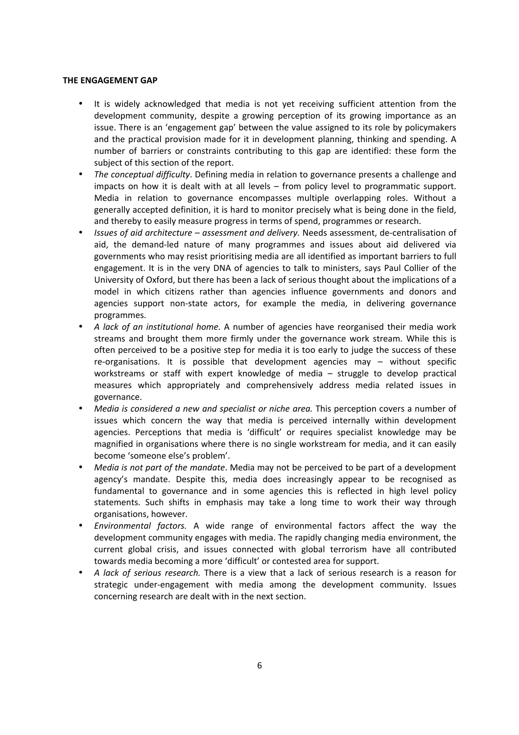**THE ENGAGEMENT GAP**

- It is widely acknowledged that media is not yet receiving sufficient attention from the development community, despite a growing perception of its growing importance as an issue. There is an 'engagement gap' between the value assigned to its role by policymakers and the practical provision made for it in development planning, thinking and spending. A number of barriers or constraints contributing to this gap are identified: these form the subject of this section of the report.
- *The conceptual difficulty*. Defining media in relation to governance presents a challenge and impacts on how it is dealt with at all levels – from policy level to programmatic support. Media in relation to governance encompasses multiple overlapping roles. Without a generally accepted definition, it is hard to monitor precisely what is being done in the field, and thereby to easily measure progress in terms of spend, programmes or research.
- *Issues of aid architecture – assessment and delivery.* Needs assessment, de-centralisation of aid, the demand-led nature of many programmes and issues about aid delivered via governments who may resist prioritising media are all identified as important barriers to full engagement. It is in the very DNA of agencies to talk to ministers, says Paul Collier of the University of Oxford, but there has been a lack of serious thought about the implications of a model in which citizens rather than agencies influence governments and donors and agencies support non-state actors, for example the media, in delivering governance programmes.
- *A lack of an institutional home.* A number of agencies have reorganised their media work streams and brought them more firmly under the governance work stream. While this is often perceived to be a positive step for media it is too early to judge the success of these re-organisations. It is possible that development agencies may – without specific workstreams or staff with expert knowledge of media – struggle to develop practical measures which appropriately and comprehensively address media related issues in governance.
- *Media is considered a new and specialist or niche area.* This perception covers a number of issues which concern the way that media is perceived internally within development agencies. Perceptions that media is 'difficult' or requires specialist knowledge may be magnified in organisations where there is no single workstream for media, and it can easily become 'someone else's problem'.
- *Media is not part of the mandate*. Media may not be perceived to be part of a development agency's mandate. Despite this, media does increasingly appear to be recognised as fundamental to governance and in some agencies this is reflected in high level policy statements. Such shifts in emphasis may take a long time to work their way through organisations, however.
- *Environmental factors.* A wide range of environmental factors affect the way the development community engages with media. The rapidly changing media environment, the current global crisis, and issues connected with global terrorism have all contributed towards media becoming a more 'difficult' or contested area for support.
- *A lack of serious research.* There is a view that a lack of serious research is a reason for strategic under-engagement with media among the development community. Issues concerning research are dealt with in the next section.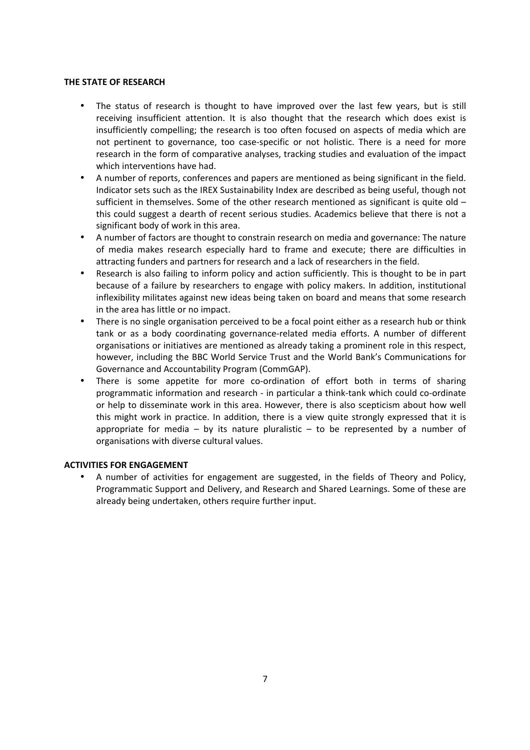**THE STATE OF RESEARCH**

- The status of research is thought to have improved over the last few years, but is still receiving insufficient attention. It is also thought that the research which does exist is insufficiently compelling; the research is too often focused on aspects of media which are not pertinent to governance, too case-specific or not holistic. There is a need for more research in the form of comparative analyses, tracking studies and evaluation of the impact which interventions have had.
- A number of reports, conferences and papers are mentioned as being significant in the field. Indicator sets such as the IREX Sustainability Index are described as being useful, though not sufficient in themselves. Some of the other research mentioned as significant is quite old – this could suggest a dearth of recent serious studies. Academics believe that there is not a significant body of work in this area.
- A number of factors are thought to constrain research on media and governance: The nature of media makes research especially hard to frame and execute; there are difficulties in attracting funders and partners for research and a lack of researchers in the field.
- Research is also failing to inform policy and action sufficiently. This is thought to be in part because of a failure by researchers to engage with policy makers. In addition, institutional inflexibility militates against new ideas being taken on board and means that some research in the area has little or no impact.
- There is no single organisation perceived to be a focal point either as a research hub or think tank or as a body coordinating governance-related media efforts. A number of different organisations or initiatives are mentioned as already taking a prominent role in this respect, however, including the BBC World Service Trust and the World Bank's Communications for Governance and Accountability Program (CommGAP).
- There is some appetite for more co-ordination of effort both in terms of sharing programmatic information and research - in particular a think-tank which could co-ordinate or help to disseminate work in this area. However, there is also scepticism about how well this might work in practice. In addition, there is a view quite strongly expressed that it is appropriate for media – by its nature pluralistic – to be represented by a number of organisations with diverse cultural values.

**ACTIVITIES FOR ENGAGEMENT**

- A number of activities for engagement are suggested, in the fields of Theory and Policy, Programmatic Support and Delivery, and Research and Shared Learnings. Some of these are already being undertaken, others require further input.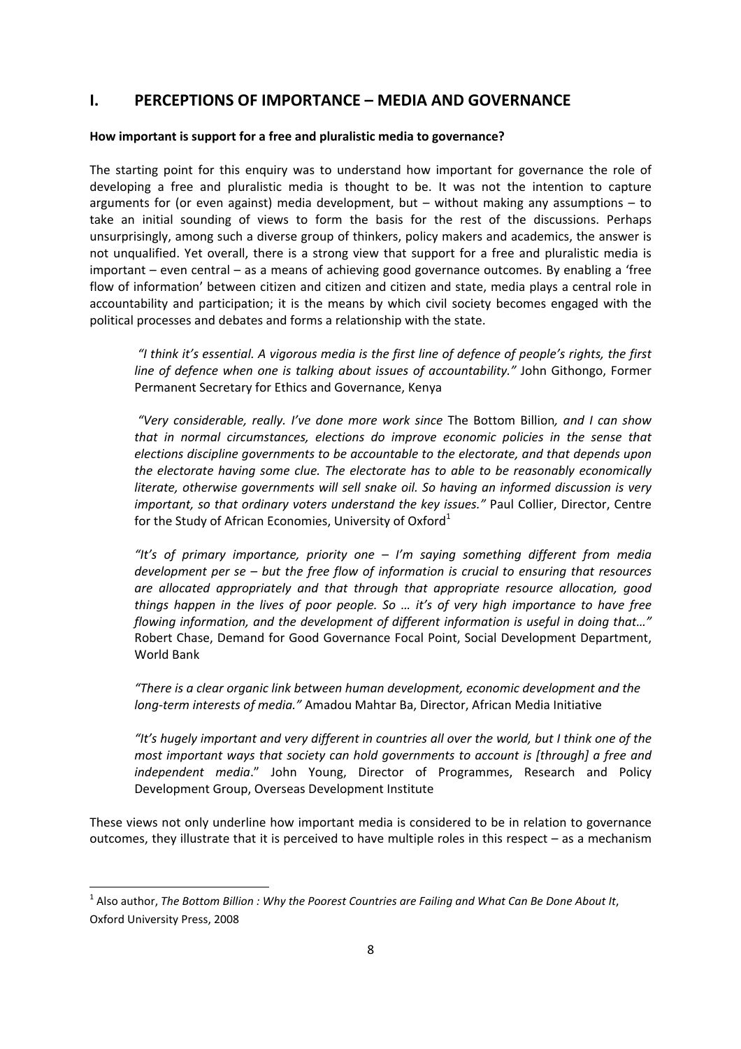## I. PERCEPTIONS OF IMPORTANCE – MEDIA AND GOVERNANCE

**How important is support for a free and pluralistic media to governance?**

The starting point for this enquiry was to understand how important for governance the role of developing a free and pluralistic media is thought to be. It was not the intention to capture arguments for (or even against) media development, but – without making any assumptions – to take an initial sounding of views to form the basis for the rest of the discussions. Perhaps unsurprisingly, among such a diverse group of thinkers, policy makers and academics, the answer is not unqualified. Yet overall, there is a strong view that support for a free and pluralistic media is important – even central – as a means of achieving good governance outcomes. By enabling a 'free flow of information' between citizen and citizen and citizen and state, media plays a central role in accountability and participation; it is the means by which civil society becomes engaged with the political processes and debates and forms a relationship with the state.

> *"I think it's essential. A vigorous media is the first line of defence of people's rights, the first line of defence when one is talking about issues of accountability."* John Githongo, Former Permanent Secretary for Ethics and Governance, Kenya

> *"Very considerable, really. I've done more work since* The Bottom Billion*, and I can show that in normal circumstances, elections do improve economic policies in the sense that elections discipline governments to be accountable to the electorate, and that depends upon the electorate having some clue. The electorate has to able to be reasonably economically literate, otherwise governments will sell snake oil. So having an informed discussion is very important, so that ordinary voters understand the key issues."* Paul Collier, Director, Centre for the Study of African Economies, University of Oxford[1]

> *"It's of primary importance, priority one – I'm saying something different from media development per se – but the free flow of information is crucial to ensuring that resources are allocated appropriately and that through that appropriate resource allocation, good things happen in the lives of poor people. So … it's of very high importance to have free flowing information, and the development of different information is useful in doing that…"* Robert Chase, Demand for Good Governance Focal Point, Social Development Department, World Bank

> *"There is a clear organic link between human development, economic development and the long-term interests of media."* Amadou Mahtar Ba, Director, African Media Initiative

> *"It's hugely important and very different in countries all over the world, but I think one of the most important ways that society can hold governments to account is [through] a free and independent media*." John Young, Director of Programmes, Research and Policy Development Group, Overseas Development Institute

These views not only underline how important media is considered to be in relation to governance outcomes, they illustrate that it is perceived to have multiple roles in this respect – as a mechanism

---

[1] Also author, *The Bottom Billion : Why the Poorest Countries are Failing and What Can Be Done About It*, Oxford University Press, 2008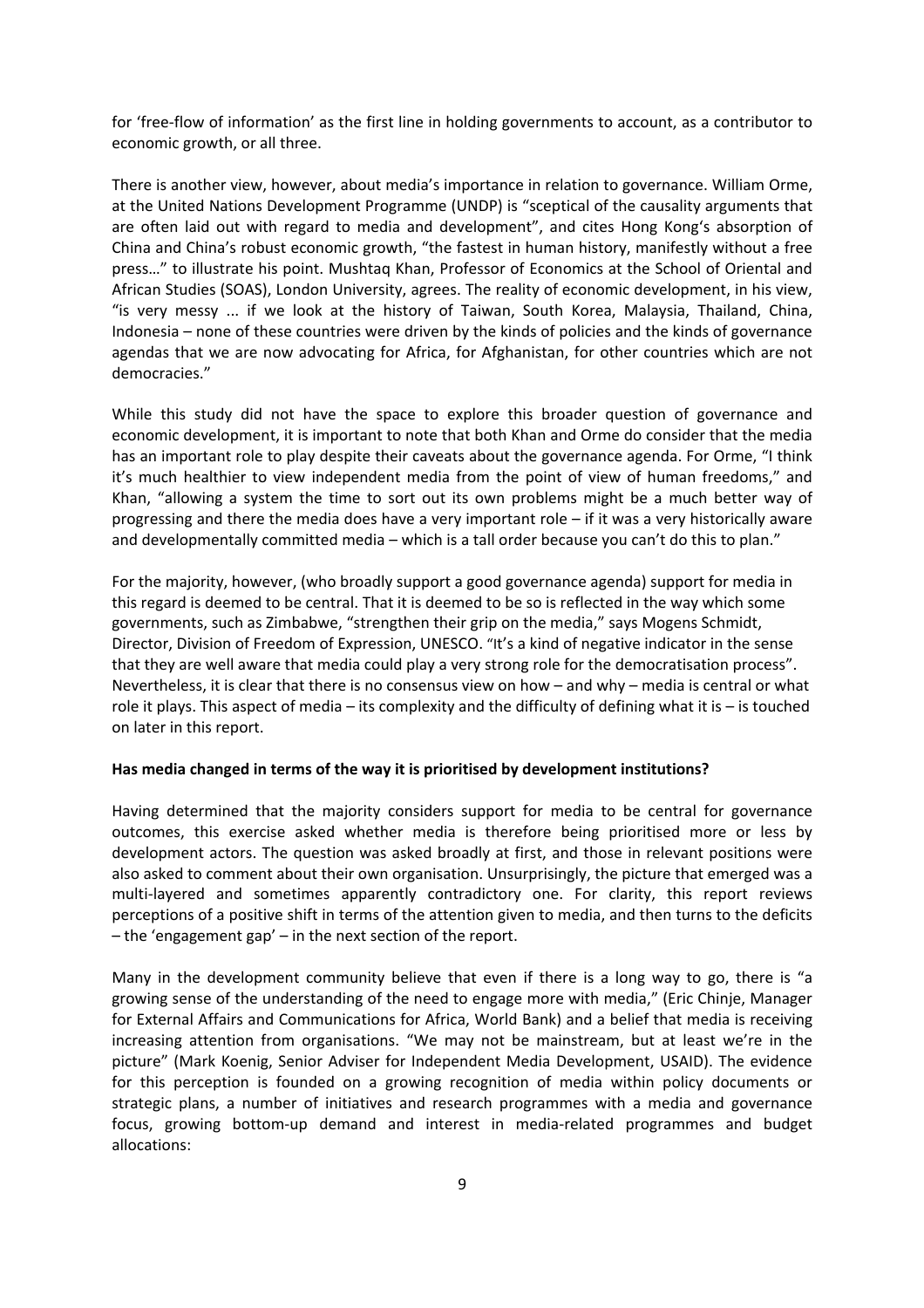for 'free-flow of information' as the first line in holding governments to account, as a contributor to economic growth, or all three.

There is another view, however, about media's importance in relation to governance. William Orme, at the United Nations Development Programme (UNDP) is "sceptical of the causality arguments that are often laid out with regard to media and development", and cites Hong Kong's absorption of China and China's robust economic growth, "the fastest in human history, manifestly without a free press…" to illustrate his point. Mushtaq Khan, Professor of Economics at the School of Oriental and African Studies (SOAS), London University, agrees. The reality of economic development, in his view, "is very messy ... if we look at the history of Taiwan, South Korea, Malaysia, Thailand, China, Indonesia – none of these countries were driven by the kinds of policies and the kinds of governance agendas that we are now advocating for Africa, for Afghanistan, for other countries which are not democracies."

While this study did not have the space to explore this broader question of governance and economic development, it is important to note that both Khan and Orme do consider that the media has an important role to play despite their caveats about the governance agenda. For Orme, "I think it's much healthier to view independent media from the point of view of human freedoms," and Khan, "allowing a system the time to sort out its own problems might be a much better way of progressing and there the media does have a very important role – if it was a very historically aware and developmentally committed media – which is a tall order because you can't do this to plan."

For the majority, however, (who broadly support a good governance agenda) support for media in this regard is deemed to be central. That it is deemed to be so is reflected in the way which some governments, such as Zimbabwe, "strengthen their grip on the media," says Mogens Schmidt, Director, Division of Freedom of Expression, UNESCO. "It's a kind of negative indicator in the sense that they are well aware that media could play a very strong role for the democratisation process". Nevertheless, it is clear that there is no consensus view on how – and why – media is central or what role it plays. This aspect of media – its complexity and the difficulty of defining what it is – is touched on later in this report.

**Has media changed in terms of the way it is prioritised by development institutions?**

Having determined that the majority considers support for media to be central for governance outcomes, this exercise asked whether media is therefore being prioritised more or less by development actors. The question was asked broadly at first, and those in relevant positions were also asked to comment about their own organisation. Unsurprisingly, the picture that emerged was a multi-layered and sometimes apparently contradictory one. For clarity, this report reviews perceptions of a positive shift in terms of the attention given to media, and then turns to the deficits – the 'engagement gap' – in the next section of the report.

Many in the development community believe that even if there is a long way to go, there is "a growing sense of the understanding of the need to engage more with media," (Eric Chinje, Manager for External Affairs and Communications for Africa, World Bank) and a belief that media is receiving increasing attention from organisations. "We may not be mainstream, but at least we're in the picture" (Mark Koenig, Senior Adviser for Independent Media Development, USAID). The evidence for this perception is founded on a growing recognition of media within policy documents or strategic plans, a number of initiatives and research programmes with a media and governance focus, growing bottom-up demand and interest in media-related programmes and budget allocations: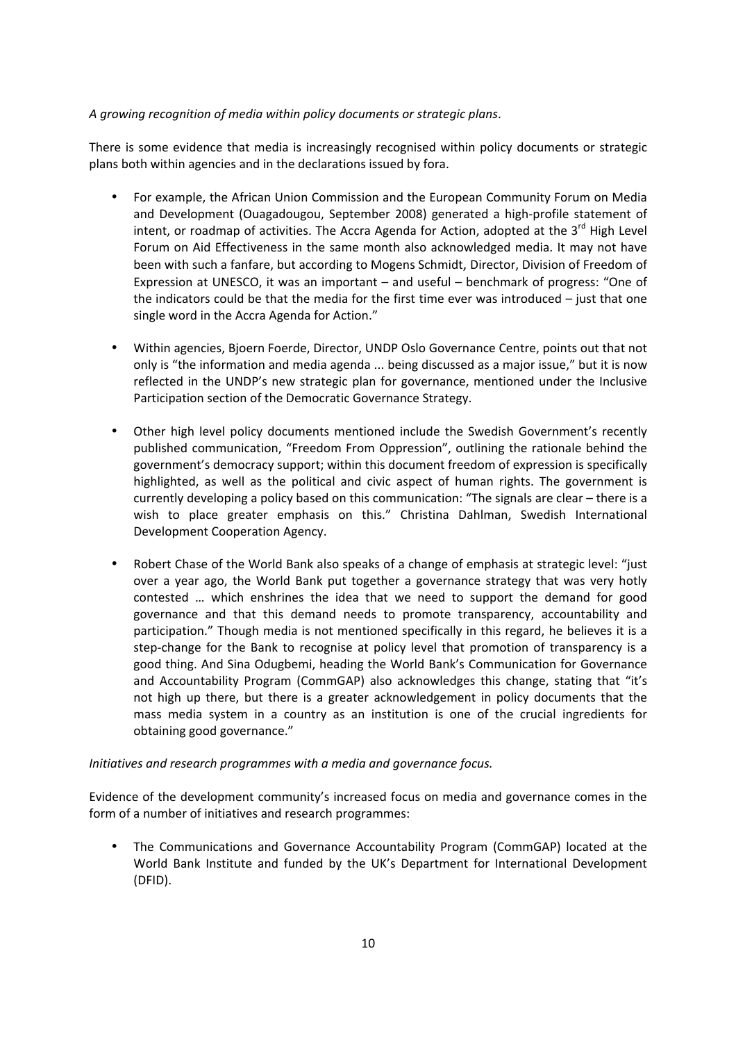*A growing recognition of media within policy documents or strategic plans*.

There is some evidence that media is increasingly recognised within policy documents or strategic plans both within agencies and in the declarations issued by fora.

- For example, the African Union Commission and the European Community Forum on Media and Development (Ouagadougou, September 2008) generated a high-profile statement of intent, or roadmap of activities. The Accra Agenda for Action, adopted at the 3rd High Level Forum on Aid Effectiveness in the same month also acknowledged media. It may not have been with such a fanfare, but according to Mogens Schmidt, Director, Division of Freedom of Expression at UNESCO, it was an important – and useful – benchmark of progress: "One of the indicators could be that the media for the first time ever was introduced – just that one single word in the Accra Agenda for Action."

- Within agencies, Bjoern Foerde, Director, UNDP Oslo Governance Centre, points out that not only is "the information and media agenda ... being discussed as a major issue," but it is now reflected in the UNDP's new strategic plan for governance, mentioned under the Inclusive Participation section of the Democratic Governance Strategy.

- Other high level policy documents mentioned include the Swedish Government's recently published communication, "Freedom From Oppression", outlining the rationale behind the government's democracy support; within this document freedom of expression is specifically highlighted, as well as the political and civic aspect of human rights. The government is currently developing a policy based on this communication: "The signals are clear – there is a wish to place greater emphasis on this." Christina Dahlman, Swedish International Development Cooperation Agency.

- Robert Chase of the World Bank also speaks of a change of emphasis at strategic level: "just over a year ago, the World Bank put together a governance strategy that was very hotly contested … which enshrines the idea that we need to support the demand for good governance and that this demand needs to promote transparency, accountability and participation." Though media is not mentioned specifically in this regard, he believes it is a step-change for the Bank to recognise at policy level that promotion of transparency is a good thing. And Sina Odugbemi, heading the World Bank's Communication for Governance and Accountability Program (CommGAP) also acknowledges this change, stating that "it's not high up there, but there is a greater acknowledgement in policy documents that the mass media system in a country as an institution is one of the crucial ingredients for obtaining good governance."

*Initiatives and research programmes with a media and governance focus.*

Evidence of the development community's increased focus on media and governance comes in the form of a number of initiatives and research programmes:

- The Communications and Governance Accountability Program (CommGAP) located at the World Bank Institute and funded by the UK's Department for International Development (DFID).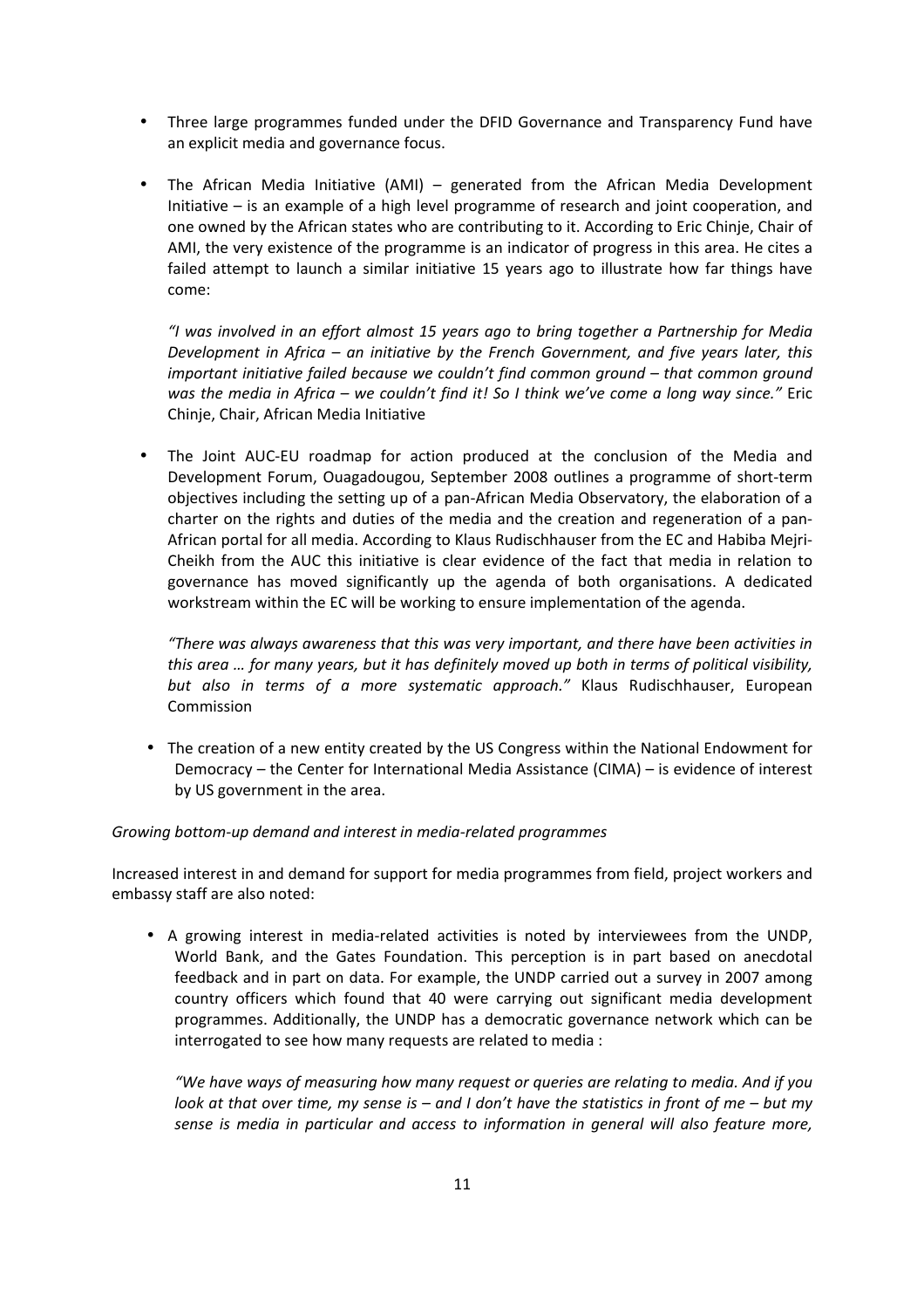- Three large programmes funded under the DFID Governance and Transparency Fund have an explicit media and governance focus.

- The African Media Initiative (AMI) – generated from the African Media Development Initiative – is an example of a high level programme of research and joint cooperation, and one owned by the African states who are contributing to it. According to Eric Chinje, Chair of AMI, the very existence of the programme is an indicator of progress in this area. He cites a failed attempt to launch a similar initiative 15 years ago to illustrate how far things have come:

  *"I was involved in an effort almost 15 years ago to bring together a Partnership for Media Development in Africa – an initiative by the French Government, and five years later, this important initiative failed because we couldn't find common ground – that common ground was the media in Africa – we couldn't find it! So I think we've come a long way since."* Eric Chinje, Chair, African Media Initiative

- The Joint AUC-EU roadmap for action produced at the conclusion of the Media and Development Forum, Ouagadougou, September 2008 outlines a programme of short-term objectives including the setting up of a pan-African Media Observatory, the elaboration of a charter on the rights and duties of the media and the creation and regeneration of a pan-African portal for all media. According to Klaus Rudischhauser from the EC and Habiba Mejri-Cheikh from the AUC this initiative is clear evidence of the fact that media in relation to governance has moved significantly up the agenda of both organisations. A dedicated workstream within the EC will be working to ensure implementation of the agenda.

  *"There was always awareness that this was very important, and there have been activities in this area … for many years, but it has definitely moved up both in terms of political visibility, but also in terms of a more systematic approach."* Klaus Rudischhauser, European Commission

- The creation of a new entity created by the US Congress within the National Endowment for Democracy – the Center for International Media Assistance (CIMA) – is evidence of interest by US government in the area.

*Growing bottom-up demand and interest in media-related programmes*

Increased interest in and demand for support for media programmes from field, project workers and embassy staff are also noted:

- A growing interest in media-related activities is noted by interviewees from the UNDP, World Bank, and the Gates Foundation. This perception is in part based on anecdotal feedback and in part on data. For example, the UNDP carried out a survey in 2007 among country officers which found that 40 were carrying out significant media development programmes. Additionally, the UNDP has a democratic governance network which can be interrogated to see how many requests are related to media :

  *"We have ways of measuring how many request or queries are relating to media. And if you look at that over time, my sense is – and I don't have the statistics in front of me – but my sense is media in particular and access to information in general will also feature more,*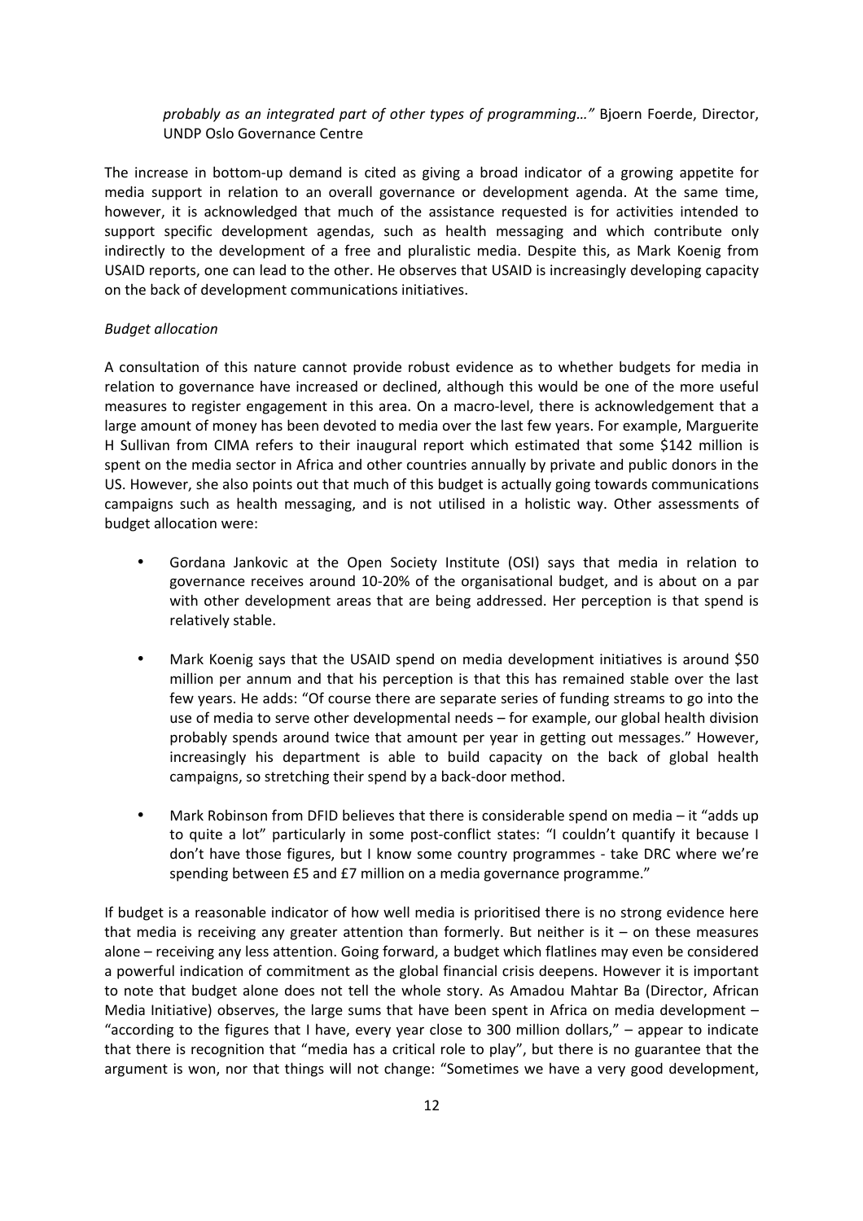*probably as an integrated part of other types of programming…"* Bjoern Foerde, Director, UNDP Oslo Governance Centre

The increase in bottom-up demand is cited as giving a broad indicator of a growing appetite for media support in relation to an overall governance or development agenda. At the same time, however, it is acknowledged that much of the assistance requested is for activities intended to support specific development agendas, such as health messaging and which contribute only indirectly to the development of a free and pluralistic media. Despite this, as Mark Koenig from USAID reports, one can lead to the other. He observes that USAID is increasingly developing capacity on the back of development communications initiatives.

*Budget allocation*

A consultation of this nature cannot provide robust evidence as to whether budgets for media in relation to governance have increased or declined, although this would be one of the more useful measures to register engagement in this area. On a macro-level, there is acknowledgement that a large amount of money has been devoted to media over the last few years. For example, Marguerite H Sullivan from CIMA refers to their inaugural report which estimated that some $142 million is spent on the media sector in Africa and other countries annually by private and public donors in the US. However, she also points out that much of this budget is actually going towards communications campaigns such as health messaging, and is not utilised in a holistic way. Other assessments of budget allocation were:

- Gordana Jankovic at the Open Society Institute (OSI) says that media in relation to governance receives around 10-20% of the organisational budget, and is about on a par with other development areas that are being addressed. Her perception is that spend is relatively stable.
- Mark Koenig says that the USAID spend on media development initiatives is around $50 million per annum and that his perception is that this has remained stable over the last few years. He adds: "Of course there are separate series of funding streams to go into the use of media to serve other developmental needs – for example, our global health division probably spends around twice that amount per year in getting out messages." However, increasingly his department is able to build capacity on the back of global health campaigns, so stretching their spend by a back-door method.
- Mark Robinson from DFID believes that there is considerable spend on media – it "adds up to quite a lot" particularly in some post-conflict states: "I couldn't quantify it because I don't have those figures, but I know some country programmes - take DRC where we're spending between £5 and £7 million on a media governance programme."

If budget is a reasonable indicator of how well media is prioritised there is no strong evidence here that media is receiving any greater attention than formerly. But neither is it – on these measures alone – receiving any less attention. Going forward, a budget which flatlines may even be considered a powerful indication of commitment as the global financial crisis deepens. However it is important to note that budget alone does not tell the whole story. As Amadou Mahtar Ba (Director, African Media Initiative) observes, the large sums that have been spent in Africa on media development – "according to the figures that I have, every year close to 300 million dollars," – appear to indicate that there is recognition that "media has a critical role to play", but there is no guarantee that the argument is won, nor that things will not change: "Sometimes we have a very good development,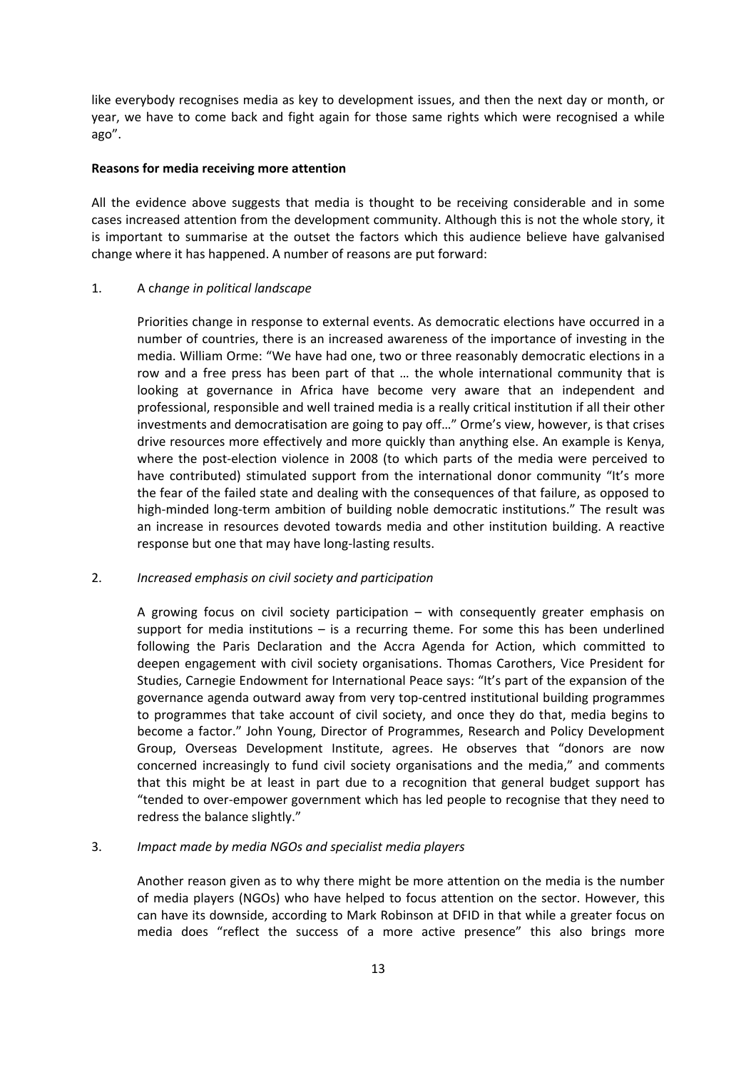like everybody recognises media as key to development issues, and then the next day or month, or year, we have to come back and fight again for those same rights which were recognised a while ago".

**Reasons for media receiving more attention**

All the evidence above suggests that media is thought to be receiving considerable and in some cases increased attention from the development community. Although this is not the whole story, it is important to summarise at the outset the factors which this audience believe have galvanised change where it has happened. A number of reasons are put forward:

1. A c*hange in political landscape*

   Priorities change in response to external events. As democratic elections have occurred in a number of countries, there is an increased awareness of the importance of investing in the media. William Orme: "We have had one, two or three reasonably democratic elections in a row and a free press has been part of that … the whole international community that is looking at governance in Africa have become very aware that an independent and professional, responsible and well trained media is a really critical institution if all their other investments and democratisation are going to pay off…" Orme's view, however, is that crises drive resources more effectively and more quickly than anything else. An example is Kenya, where the post-election violence in 2008 (to which parts of the media were perceived to have contributed) stimulated support from the international donor community "It's more the fear of the failed state and dealing with the consequences of that failure, as opposed to high-minded long-term ambition of building noble democratic institutions." The result was an increase in resources devoted towards media and other institution building. A reactive response but one that may have long-lasting results.

2. *Increased emphasis on civil society and participation*

   A growing focus on civil society participation – with consequently greater emphasis on support for media institutions – is a recurring theme. For some this has been underlined following the Paris Declaration and the Accra Agenda for Action, which committed to deepen engagement with civil society organisations. Thomas Carothers, Vice President for Studies, Carnegie Endowment for International Peace says: "It's part of the expansion of the governance agenda outward away from very top-centred institutional building programmes to programmes that take account of civil society, and once they do that, media begins to become a factor." John Young, Director of Programmes, Research and Policy Development Group, Overseas Development Institute, agrees. He observes that "donors are now concerned increasingly to fund civil society organisations and the media," and comments that this might be at least in part due to a recognition that general budget support has "tended to over-empower government which has led people to recognise that they need to redress the balance slightly."

3. *Impact made by media NGOs and specialist media players*

   Another reason given as to why there might be more attention on the media is the number of media players (NGOs) who have helped to focus attention on the sector. However, this can have its downside, according to Mark Robinson at DFID in that while a greater focus on media does "reflect the success of a more active presence" this also brings more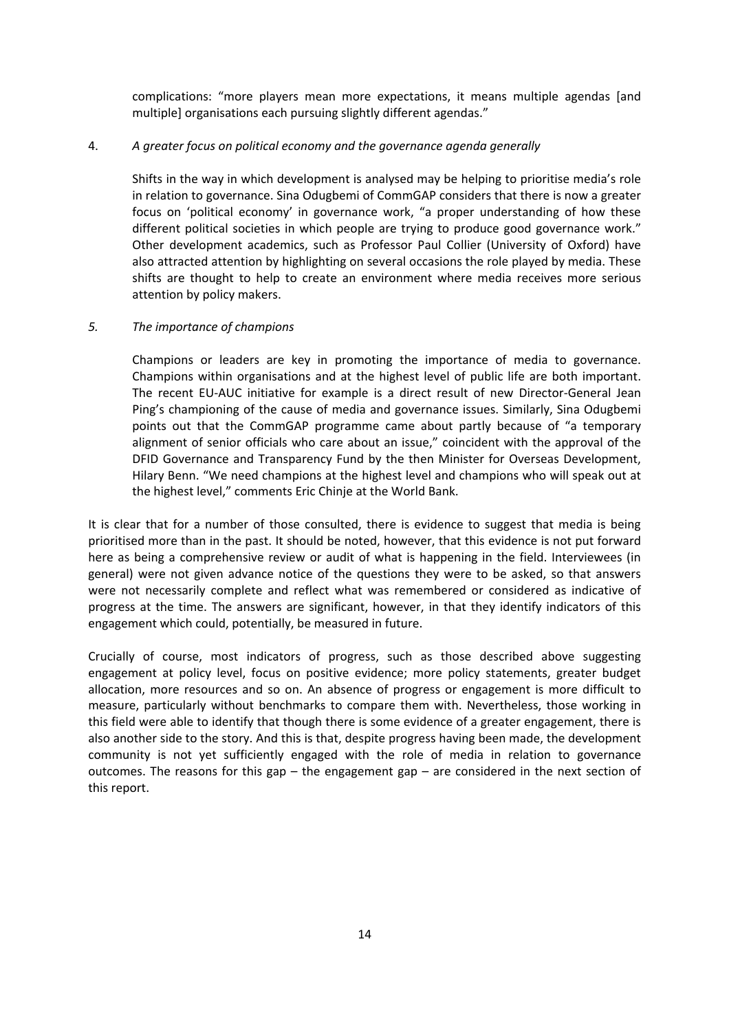complications: "more players mean more expectations, it means multiple agendas [and multiple] organisations each pursuing slightly different agendas."

4. *A greater focus on political economy and the governance agenda generally*

   Shifts in the way in which development is analysed may be helping to prioritise media's role in relation to governance. Sina Odugbemi of CommGAP considers that there is now a greater focus on 'political economy' in governance work, "a proper understanding of how these different political societies in which people are trying to produce good governance work." Other development academics, such as Professor Paul Collier (University of Oxford) have also attracted attention by highlighting on several occasions the role played by media. These shifts are thought to help to create an environment where media receives more serious attention by policy makers.

5. *The importance of champions*

   Champions or leaders are key in promoting the importance of media to governance. Champions within organisations and at the highest level of public life are both important. The recent EU-AUC initiative for example is a direct result of new Director-General Jean Ping's championing of the cause of media and governance issues. Similarly, Sina Odugbemi points out that the CommGAP programme came about partly because of "a temporary alignment of senior officials who care about an issue," coincident with the approval of the DFID Governance and Transparency Fund by the then Minister for Overseas Development, Hilary Benn. "We need champions at the highest level and champions who will speak out at the highest level," comments Eric Chinje at the World Bank.

It is clear that for a number of those consulted, there is evidence to suggest that media is being prioritised more than in the past. It should be noted, however, that this evidence is not put forward here as being a comprehensive review or audit of what is happening in the field. Interviewees (in general) were not given advance notice of the questions they were to be asked, so that answers were not necessarily complete and reflect what was remembered or considered as indicative of progress at the time. The answers are significant, however, in that they identify indicators of this engagement which could, potentially, be measured in future.

Crucially of course, most indicators of progress, such as those described above suggesting engagement at policy level, focus on positive evidence; more policy statements, greater budget allocation, more resources and so on. An absence of progress or engagement is more difficult to measure, particularly without benchmarks to compare them with. Nevertheless, those working in this field were able to identify that though there is some evidence of a greater engagement, there is also another side to the story. And this is that, despite progress having been made, the development community is not yet sufficiently engaged with the role of media in relation to governance outcomes. The reasons for this gap – the engagement gap – are considered in the next section of this report.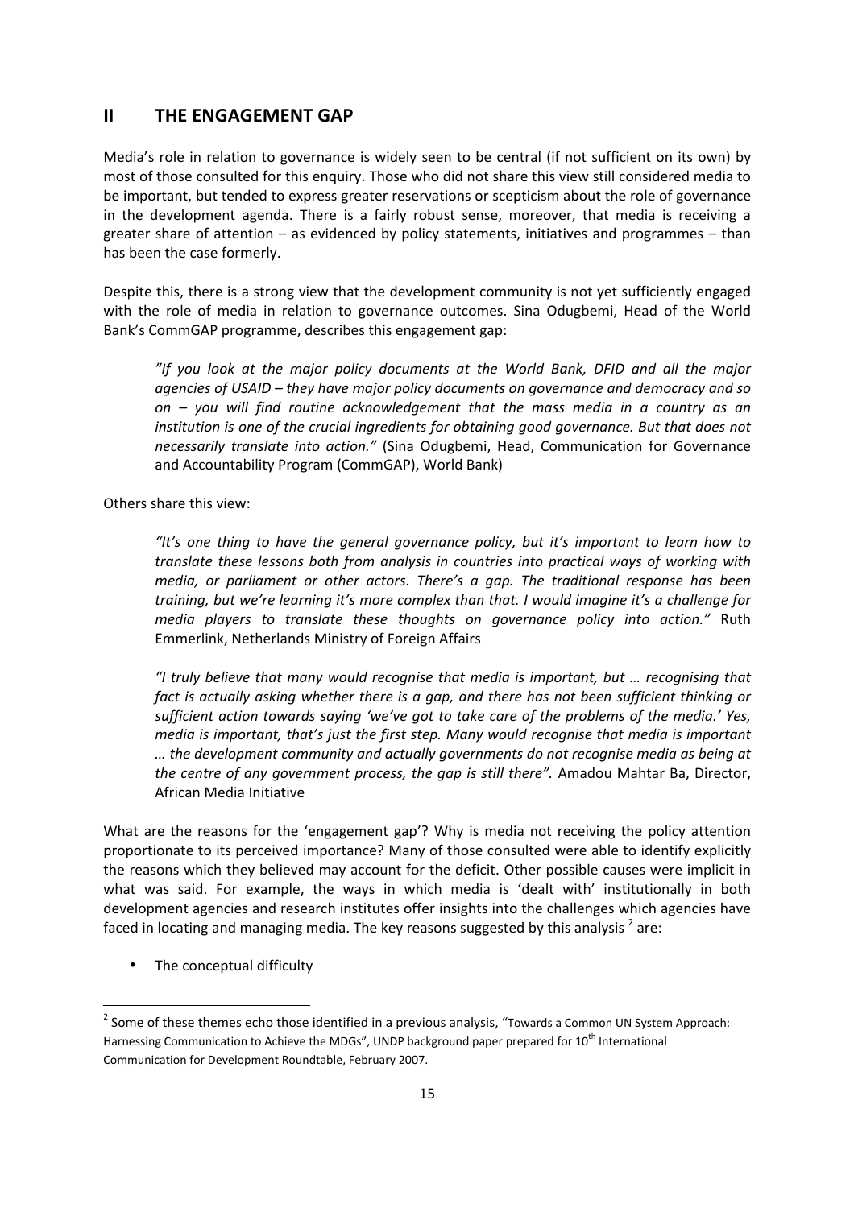## II THE ENGAGEMENT GAP

Media's role in relation to governance is widely seen to be central (if not sufficient on its own) by most of those consulted for this enquiry. Those who did not share this view still considered media to be important, but tended to express greater reservations or scepticism about the role of governance in the development agenda. There is a fairly robust sense, moreover, that media is receiving a greater share of attention – as evidenced by policy statements, initiatives and programmes – than has been the case formerly.

Despite this, there is a strong view that the development community is not yet sufficiently engaged with the role of media in relation to governance outcomes. Sina Odugbemi, Head of the World Bank's CommGAP programme, describes this engagement gap:

> *"If you look at the major policy documents at the World Bank, DFID and all the major agencies of USAID – they have major policy documents on governance and democracy and so on – you will find routine acknowledgement that the mass media in a country as an institution is one of the crucial ingredients for obtaining good governance. But that does not necessarily translate into action."* (Sina Odugbemi, Head, Communication for Governance and Accountability Program (CommGAP), World Bank)

Others share this view:

> *"It's one thing to have the general governance policy, but it's important to learn how to translate these lessons both from analysis in countries into practical ways of working with media, or parliament or other actors. There's a gap. The traditional response has been training, but we're learning it's more complex than that. I would imagine it's a challenge for media players to translate these thoughts on governance policy into action."* Ruth Emmerlink, Netherlands Ministry of Foreign Affairs

> *"I truly believe that many would recognise that media is important, but … recognising that fact is actually asking whether there is a gap, and there has not been sufficient thinking or sufficient action towards saying 'we've got to take care of the problems of the media.' Yes, media is important, that's just the first step. Many would recognise that media is important … the development community and actually governments do not recognise media as being at the centre of any government process, the gap is still there".* Amadou Mahtar Ba, Director, African Media Initiative

What are the reasons for the 'engagement gap'? Why is media not receiving the policy attention proportionate to its perceived importance? Many of those consulted were able to identify explicitly the reasons which they believed may account for the deficit. Other possible causes were implicit in what was said. For example, the ways in which media is 'dealt with' institutionally in both development agencies and research institutes offer insights into the challenges which agencies have faced in locating and managing media. The key reasons suggested by this analysis [2] are:

- The conceptual difficulty

[2] Some of these themes echo those identified in a previous analysis, "Towards a Common UN System Approach: Harnessing Communication to Achieve the MDGs", UNDP background paper prepared for 10th International Communication for Development Roundtable, February 2007.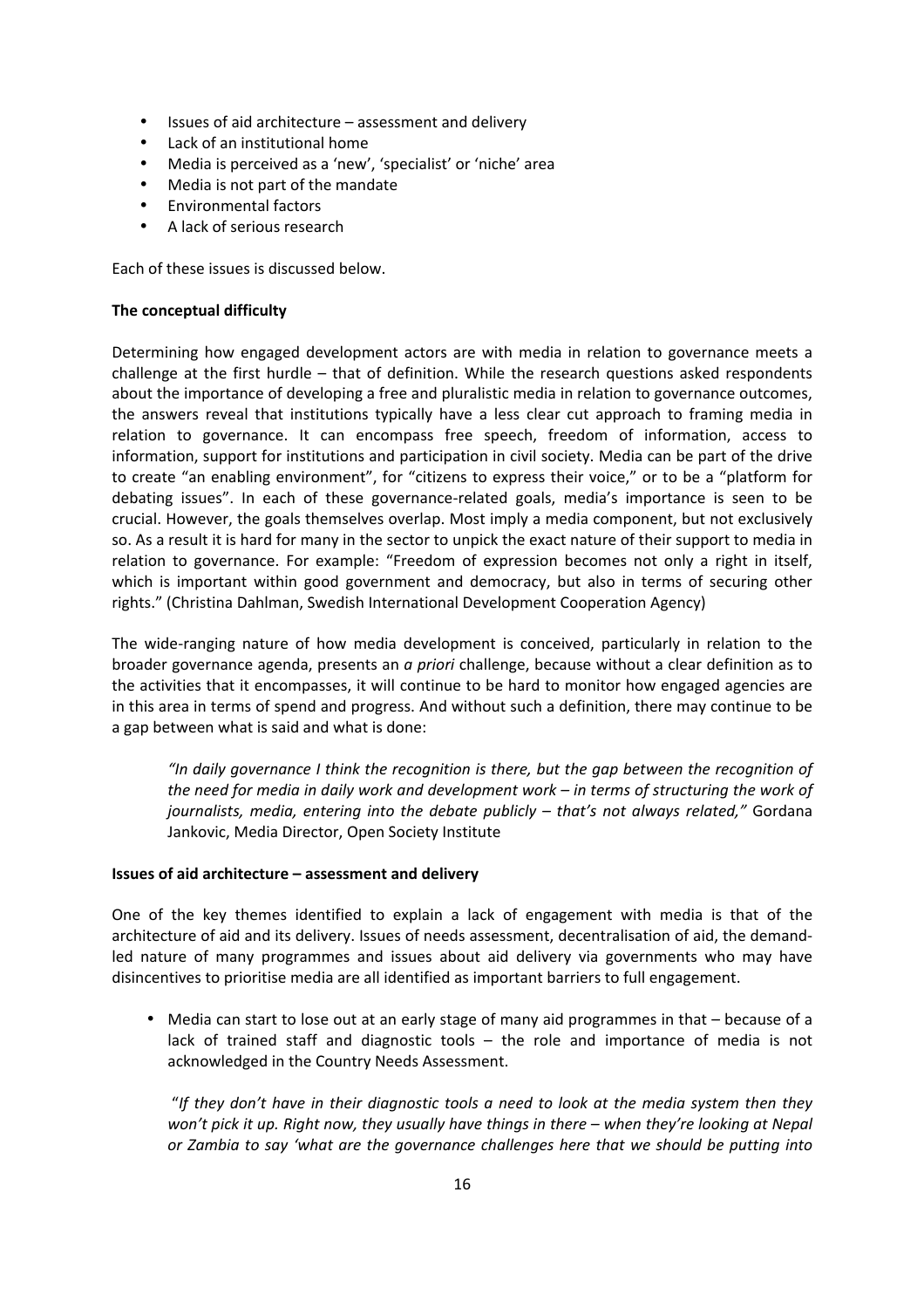- Issues of aid architecture – assessment and delivery
- Lack of an institutional home
- Media is perceived as a 'new', 'specialist' or 'niche' area
- Media is not part of the mandate
- Environmental factors
- A lack of serious research

Each of these issues is discussed below.

**The conceptual difficulty**

Determining how engaged development actors are with media in relation to governance meets a challenge at the first hurdle – that of definition. While the research questions asked respondents about the importance of developing a free and pluralistic media in relation to governance outcomes, the answers reveal that institutions typically have a less clear cut approach to framing media in relation to governance. It can encompass free speech, freedom of information, access to information, support for institutions and participation in civil society. Media can be part of the drive to create "an enabling environment", for "citizens to express their voice," or to be a "platform for debating issues". In each of these governance-related goals, media's importance is seen to be crucial. However, the goals themselves overlap. Most imply a media component, but not exclusively so. As a result it is hard for many in the sector to unpick the exact nature of their support to media in relation to governance. For example: "Freedom of expression becomes not only a right in itself, which is important within good government and democracy, but also in terms of securing other rights." (Christina Dahlman, Swedish International Development Cooperation Agency)

The wide-ranging nature of how media development is conceived, particularly in relation to the broader governance agenda, presents an *a priori* challenge, because without a clear definition as to the activities that it encompasses, it will continue to be hard to monitor how engaged agencies are in this area in terms of spend and progress. And without such a definition, there may continue to be a gap between what is said and what is done:

> *"In daily governance I think the recognition is there, but the gap between the recognition of the need for media in daily work and development work – in terms of structuring the work of journalists, media, entering into the debate publicly – that's not always related,"* Gordana Jankovic, Media Director, Open Society Institute

**Issues of aid architecture – assessment and delivery**

One of the key themes identified to explain a lack of engagement with media is that of the architecture of aid and its delivery. Issues of needs assessment, decentralisation of aid, the demand-led nature of many programmes and issues about aid delivery via governments who may have disincentives to prioritise media are all identified as important barriers to full engagement.

- Media can start to lose out at an early stage of many aid programmes in that – because of a lack of trained staff and diagnostic tools – the role and importance of media is not acknowledged in the Country Needs Assessment.

  "*If they don't have in their diagnostic tools a need to look at the media system then they won't pick it up. Right now, they usually have things in there – when they're looking at Nepal or Zambia to say 'what are the governance challenges here that we should be putting into*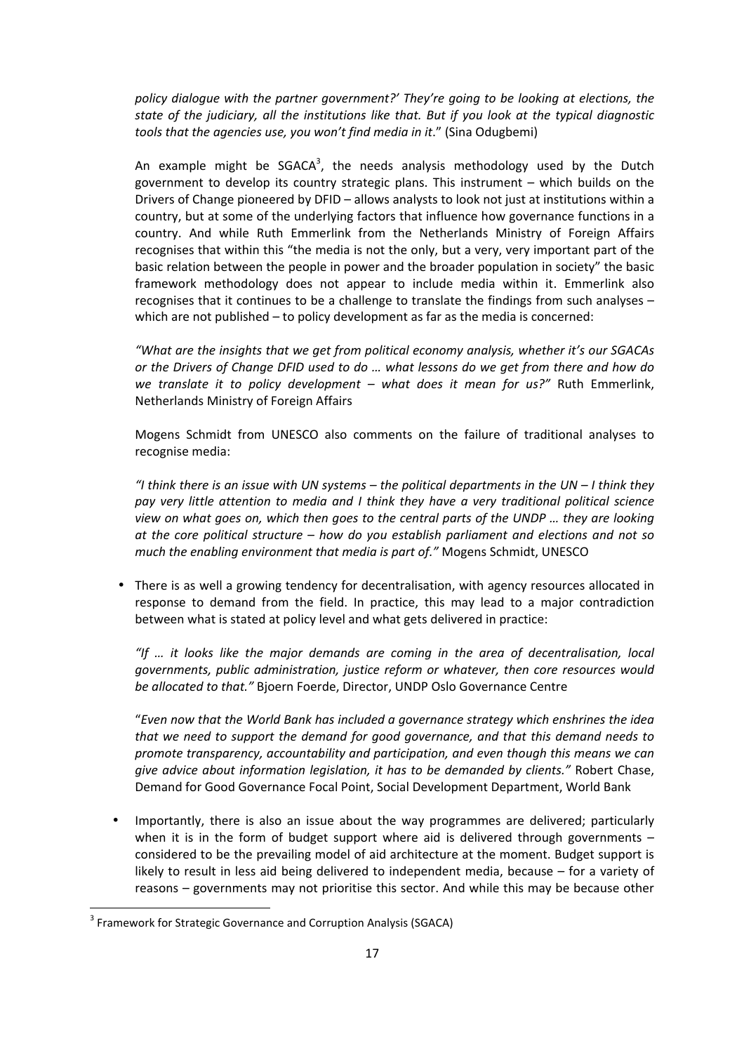*policy dialogue with the partner government?' They're going to be looking at elections, the state of the judiciary, all the institutions like that. But if you look at the typical diagnostic tools that the agencies use, you won't find media in it*." (Sina Odugbemi)

An example might be SGACA[3], the needs analysis methodology used by the Dutch government to develop its country strategic plans. This instrument – which builds on the Drivers of Change pioneered by DFID – allows analysts to look not just at institutions within a country, but at some of the underlying factors that influence how governance functions in a country. And while Ruth Emmerlink from the Netherlands Ministry of Foreign Affairs recognises that within this "the media is not the only, but a very, very important part of the basic relation between the people in power and the broader population in society" the basic framework methodology does not appear to include media within it. Emmerlink also recognises that it continues to be a challenge to translate the findings from such analyses – which are not published – to policy development as far as the media is concerned:

*"What are the insights that we get from political economy analysis, whether it's our SGACAs or the Drivers of Change DFID used to do … what lessons do we get from there and how do we translate it to policy development – what does it mean for us?"* Ruth Emmerlink, Netherlands Ministry of Foreign Affairs

Mogens Schmidt from UNESCO also comments on the failure of traditional analyses to recognise media:

*"I think there is an issue with UN systems – the political departments in the UN – I think they pay very little attention to media and I think they have a very traditional political science view on what goes on, which then goes to the central parts of the UNDP … they are looking at the core political structure – how do you establish parliament and elections and not so much the enabling environment that media is part of."* Mogens Schmidt, UNESCO

- There is as well a growing tendency for decentralisation, with agency resources allocated in response to demand from the field. In practice, this may lead to a major contradiction between what is stated at policy level and what gets delivered in practice:

  *"If … it looks like the major demands are coming in the area of decentralisation, local governments, public administration, justice reform or whatever, then core resources would be allocated to that."* Bjoern Foerde, Director, UNDP Oslo Governance Centre

  "*Even now that the World Bank has included a governance strategy which enshrines the idea that we need to support the demand for good governance, and that this demand needs to promote transparency, accountability and participation, and even though this means we can give advice about information legislation, it has to be demanded by clients."* Robert Chase, Demand for Good Governance Focal Point, Social Development Department, World Bank

- Importantly, there is also an issue about the way programmes are delivered; particularly when it is in the form of budget support where aid is delivered through governments – considered to be the prevailing model of aid architecture at the moment. Budget support is likely to result in less aid being delivered to independent media, because – for a variety of reasons – governments may not prioritise this sector. And while this may be because other

[3] Framework for Strategic Governance and Corruption Analysis (SGACA)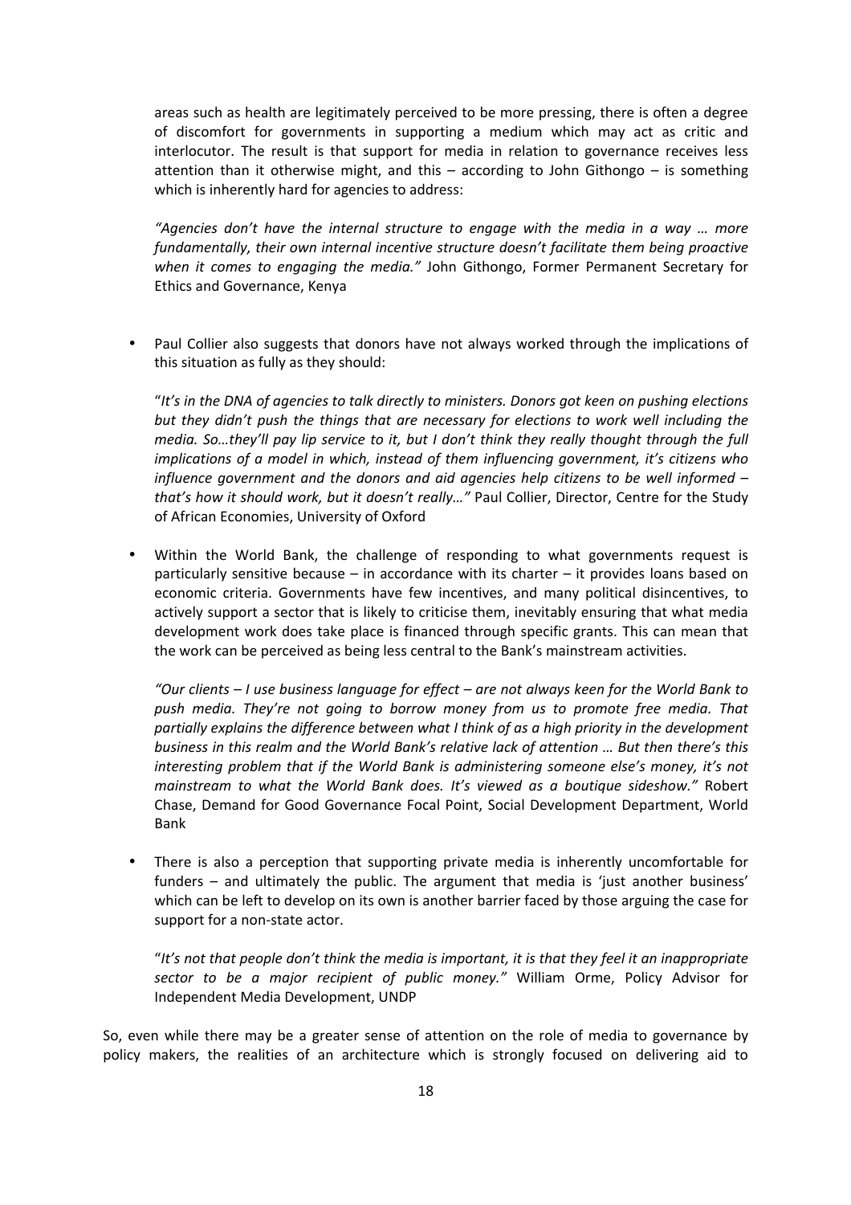areas such as health are legitimately perceived to be more pressing, there is often a degree of discomfort for governments in supporting a medium which may act as critic and interlocutor. The result is that support for media in relation to governance receives less attention than it otherwise might, and this – according to John Githongo – is something which is inherently hard for agencies to address:

*"Agencies don't have the internal structure to engage with the media in a way … more fundamentally, their own internal incentive structure doesn't facilitate them being proactive when it comes to engaging the media."* John Githongo, Former Permanent Secretary for Ethics and Governance, Kenya

- Paul Collier also suggests that donors have not always worked through the implications of this situation as fully as they should:

  "*It's in the DNA of agencies to talk directly to ministers. Donors got keen on pushing elections but they didn't push the things that are necessary for elections to work well including the media. So…they'll pay lip service to it, but I don't think they really thought through the full implications of a model in which, instead of them influencing government, it's citizens who influence government and the donors and aid agencies help citizens to be well informed – that's how it should work, but it doesn't really…"* Paul Collier, Director, Centre for the Study of African Economies, University of Oxford

- Within the World Bank, the challenge of responding to what governments request is particularly sensitive because – in accordance with its charter – it provides loans based on economic criteria. Governments have few incentives, and many political disincentives, to actively support a sector that is likely to criticise them, inevitably ensuring that what media development work does take place is financed through specific grants. This can mean that the work can be perceived as being less central to the Bank's mainstream activities.

  *"Our clients – I use business language for effect – are not always keen for the World Bank to push media. They're not going to borrow money from us to promote free media. That partially explains the difference between what I think of as a high priority in the development business in this realm and the World Bank's relative lack of attention … But then there's this interesting problem that if the World Bank is administering someone else's money, it's not mainstream to what the World Bank does. It's viewed as a boutique sideshow."* Robert Chase, Demand for Good Governance Focal Point, Social Development Department, World Bank

- There is also a perception that supporting private media is inherently uncomfortable for funders – and ultimately the public. The argument that media is 'just another business' which can be left to develop on its own is another barrier faced by those arguing the case for support for a non-state actor.

  "*It's not that people don't think the media is important, it is that they feel it an inappropriate sector to be a major recipient of public money."* William Orme, Policy Advisor for Independent Media Development, UNDP

So, even while there may be a greater sense of attention on the role of media to governance by policy makers, the realities of an architecture which is strongly focused on delivering aid to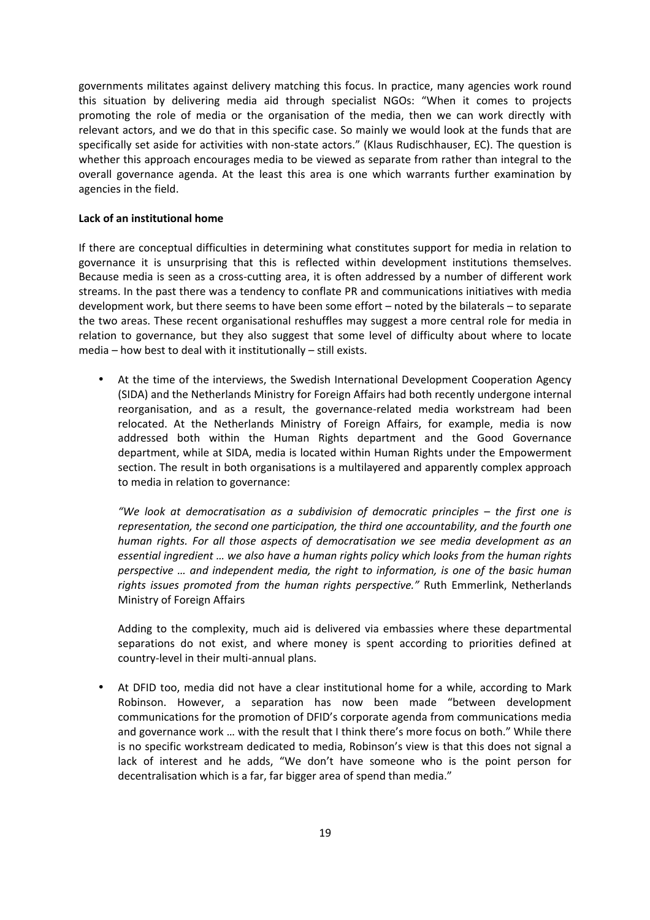governments militates against delivery matching this focus. In practice, many agencies work round this situation by delivering media aid through specialist NGOs: "When it comes to projects promoting the role of media or the organisation of the media, then we can work directly with relevant actors, and we do that in this specific case. So mainly we would look at the funds that are specifically set aside for activities with non-state actors." (Klaus Rudischhauser, EC). The question is whether this approach encourages media to be viewed as separate from rather than integral to the overall governance agenda. At the least this area is one which warrants further examination by agencies in the field.

**Lack of an institutional home**

If there are conceptual difficulties in determining what constitutes support for media in relation to governance it is unsurprising that this is reflected within development institutions themselves. Because media is seen as a cross-cutting area, it is often addressed by a number of different work streams. In the past there was a tendency to conflate PR and communications initiatives with media development work, but there seems to have been some effort – noted by the bilaterals – to separate the two areas. These recent organisational reshuffles may suggest a more central role for media in relation to governance, but they also suggest that some level of difficulty about where to locate media – how best to deal with it institutionally – still exists.

- At the time of the interviews, the Swedish International Development Cooperation Agency (SIDA) and the Netherlands Ministry for Foreign Affairs had both recently undergone internal reorganisation, and as a result, the governance-related media workstream had been relocated. At the Netherlands Ministry of Foreign Affairs, for example, media is now addressed both within the Human Rights department and the Good Governance department, while at SIDA, media is located within Human Rights under the Empowerment section. The result in both organisations is a multilayered and apparently complex approach to media in relation to governance:

  *"We look at democratisation as a subdivision of democratic principles – the first one is representation, the second one participation, the third one accountability, and the fourth one human rights. For all those aspects of democratisation we see media development as an essential ingredient … we also have a human rights policy which looks from the human rights perspective … and independent media, the right to information, is one of the basic human rights issues promoted from the human rights perspective."* Ruth Emmerlink, Netherlands Ministry of Foreign Affairs

  Adding to the complexity, much aid is delivered via embassies where these departmental separations do not exist, and where money is spent according to priorities defined at country-level in their multi-annual plans.

- At DFID too, media did not have a clear institutional home for a while, according to Mark Robinson. However, a separation has now been made "between development communications for the promotion of DFID's corporate agenda from communications media and governance work … with the result that I think there's more focus on both." While there is no specific workstream dedicated to media, Robinson's view is that this does not signal a lack of interest and he adds, "We don't have someone who is the point person for decentralisation which is a far, far bigger area of spend than media."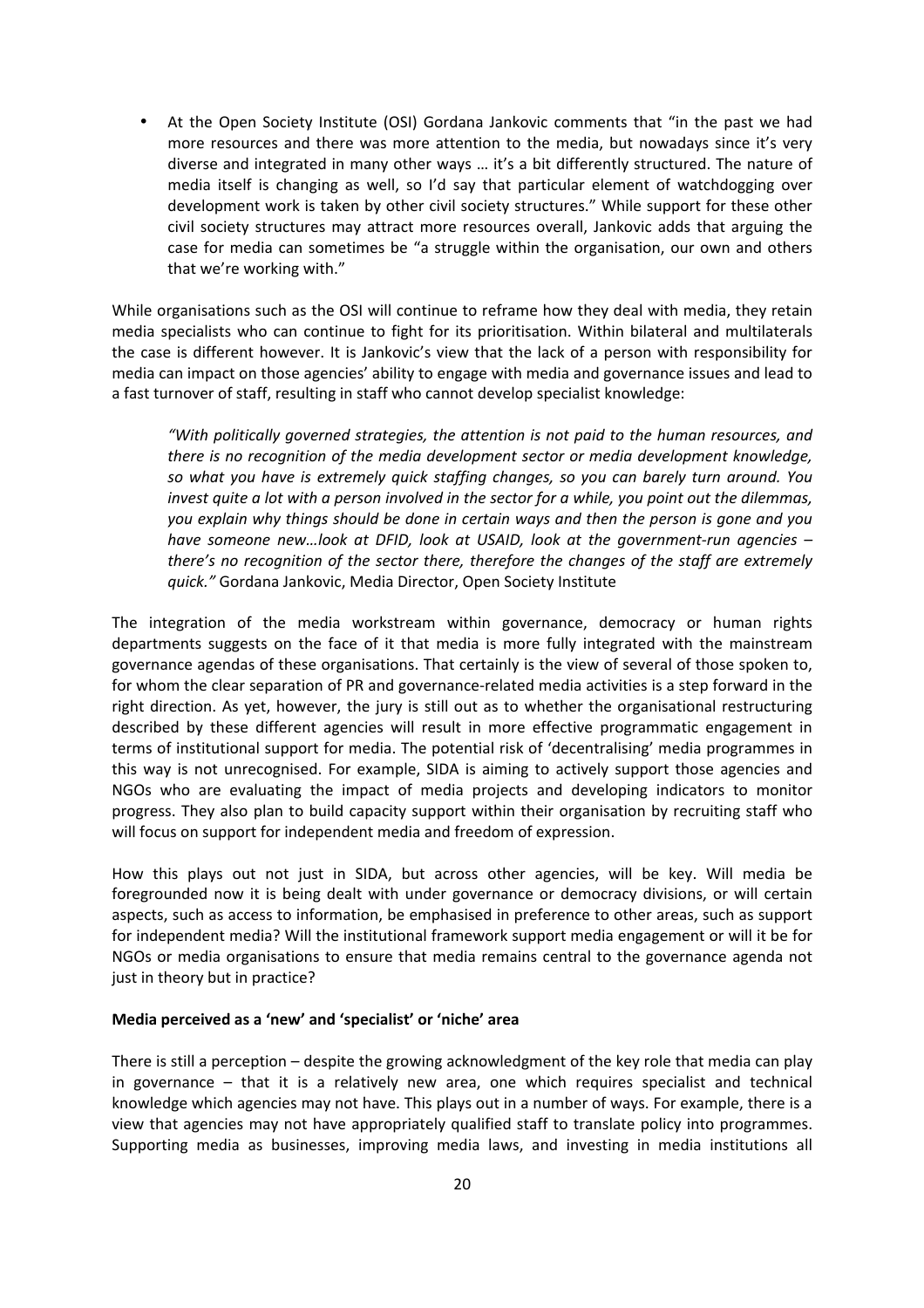- At the Open Society Institute (OSI) Gordana Jankovic comments that "in the past we had more resources and there was more attention to the media, but nowadays since it's very diverse and integrated in many other ways … it's a bit differently structured. The nature of media itself is changing as well, so I'd say that particular element of watchdogging over development work is taken by other civil society structures." While support for these other civil society structures may attract more resources overall, Jankovic adds that arguing the case for media can sometimes be "a struggle within the organisation, our own and others that we're working with."

While organisations such as the OSI will continue to reframe how they deal with media, they retain media specialists who can continue to fight for its prioritisation. Within bilateral and multilaterals the case is different however. It is Jankovic's view that the lack of a person with responsibility for media can impact on those agencies' ability to engage with media and governance issues and lead to a fast turnover of staff, resulting in staff who cannot develop specialist knowledge:

> *"With politically governed strategies, the attention is not paid to the human resources, and there is no recognition of the media development sector or media development knowledge, so what you have is extremely quick staffing changes, so you can barely turn around. You invest quite a lot with a person involved in the sector for a while, you point out the dilemmas, you explain why things should be done in certain ways and then the person is gone and you have someone new…look at DFID, look at USAID, look at the government-run agencies – there's no recognition of the sector there, therefore the changes of the staff are extremely quick."* Gordana Jankovic, Media Director, Open Society Institute

The integration of the media workstream within governance, democracy or human rights departments suggests on the face of it that media is more fully integrated with the mainstream governance agendas of these organisations. That certainly is the view of several of those spoken to, for whom the clear separation of PR and governance-related media activities is a step forward in the right direction. As yet, however, the jury is still out as to whether the organisational restructuring described by these different agencies will result in more effective programmatic engagement in terms of institutional support for media. The potential risk of 'decentralising' media programmes in this way is not unrecognised. For example, SIDA is aiming to actively support those agencies and NGOs who are evaluating the impact of media projects and developing indicators to monitor progress. They also plan to build capacity support within their organisation by recruiting staff who will focus on support for independent media and freedom of expression.

How this plays out not just in SIDA, but across other agencies, will be key. Will media be foregrounded now it is being dealt with under governance or democracy divisions, or will certain aspects, such as access to information, be emphasised in preference to other areas, such as support for independent media? Will the institutional framework support media engagement or will it be for NGOs or media organisations to ensure that media remains central to the governance agenda not just in theory but in practice?

**Media perceived as a 'new' and 'specialist' or 'niche' area**

There is still a perception – despite the growing acknowledgment of the key role that media can play in governance – that it is a relatively new area, one which requires specialist and technical knowledge which agencies may not have. This plays out in a number of ways. For example, there is a view that agencies may not have appropriately qualified staff to translate policy into programmes. Supporting media as businesses, improving media laws, and investing in media institutions all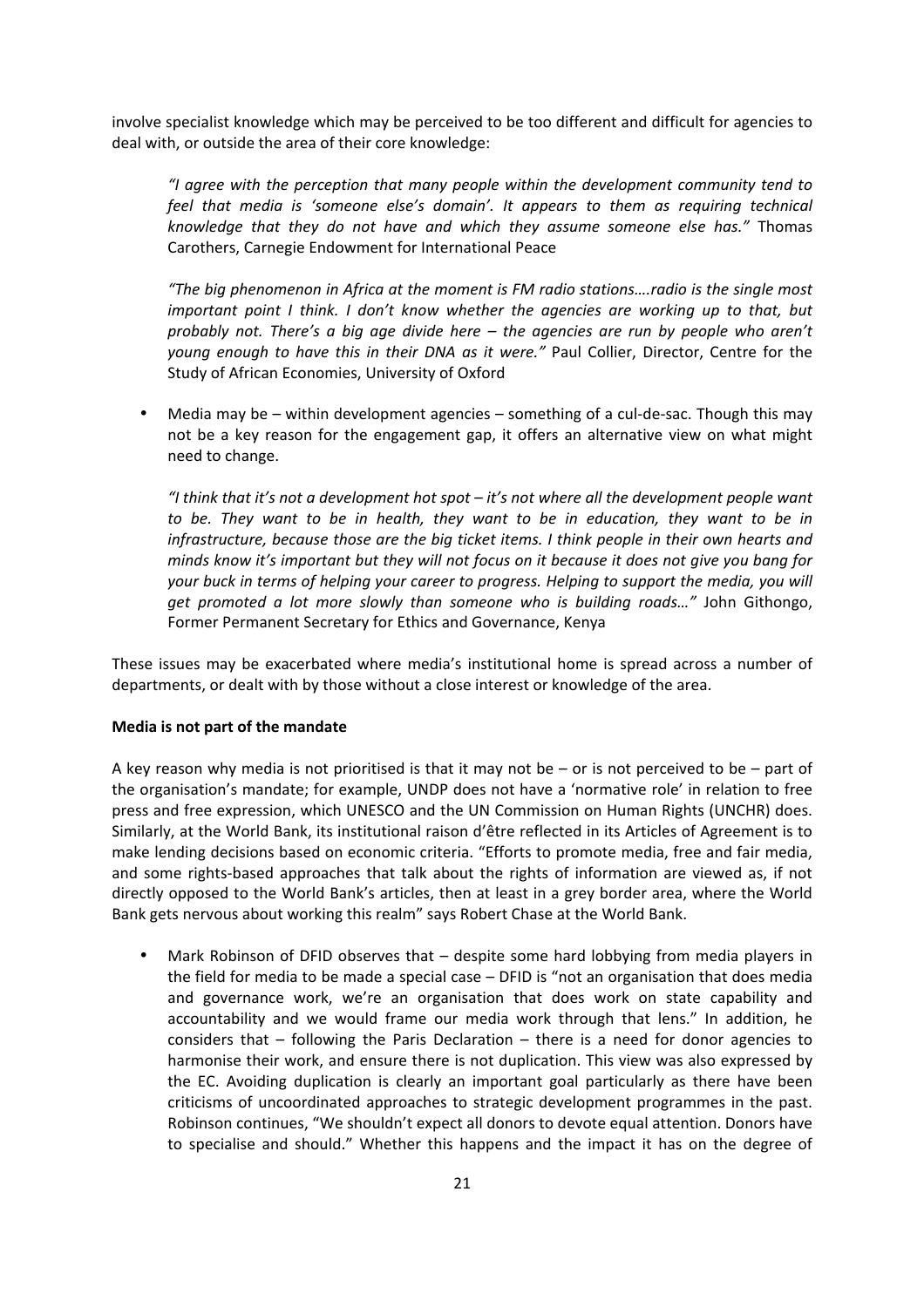involve specialist knowledge which may be perceived to be too different and difficult for agencies to deal with, or outside the area of their core knowledge:

> *"I agree with the perception that many people within the development community tend to feel that media is 'someone else's domain'. It appears to them as requiring technical knowledge that they do not have and which they assume someone else has."* Thomas Carothers, Carnegie Endowment for International Peace

> *"The big phenomenon in Africa at the moment is FM radio stations….radio is the single most important point I think. I don't know whether the agencies are working up to that, but probably not. There's a big age divide here – the agencies are run by people who aren't young enough to have this in their DNA as it were."* Paul Collier, Director, Centre for the Study of African Economies, University of Oxford

- Media may be – within development agencies – something of a cul-de-sac. Though this may not be a key reason for the engagement gap, it offers an alternative view on what might need to change.

> *"I think that it's not a development hot spot – it's not where all the development people want to be. They want to be in health, they want to be in education, they want to be in infrastructure, because those are the big ticket items. I think people in their own hearts and minds know it's important but they will not focus on it because it does not give you bang for your buck in terms of helping your career to progress. Helping to support the media, you will get promoted a lot more slowly than someone who is building roads…"* John Githongo, Former Permanent Secretary for Ethics and Governance, Kenya

These issues may be exacerbated where media's institutional home is spread across a number of departments, or dealt with by those without a close interest or knowledge of the area.

**Media is not part of the mandate**

A key reason why media is not prioritised is that it may not be – or is not perceived to be – part of the organisation's mandate; for example, UNDP does not have a 'normative role' in relation to free press and free expression, which UNESCO and the UN Commission on Human Rights (UNCHR) does. Similarly, at the World Bank, its institutional raison d'être reflected in its Articles of Agreement is to make lending decisions based on economic criteria. "Efforts to promote media, free and fair media, and some rights-based approaches that talk about the rights of information are viewed as, if not directly opposed to the World Bank's articles, then at least in a grey border area, where the World Bank gets nervous about working this realm" says Robert Chase at the World Bank.

- Mark Robinson of DFID observes that – despite some hard lobbying from media players in the field for media to be made a special case – DFID is "not an organisation that does media and governance work, we're an organisation that does work on state capability and accountability and we would frame our media work through that lens." In addition, he considers that – following the Paris Declaration – there is a need for donor agencies to harmonise their work, and ensure there is not duplication. This view was also expressed by the EC. Avoiding duplication is clearly an important goal particularly as there have been criticisms of uncoordinated approaches to strategic development programmes in the past. Robinson continues, "We shouldn't expect all donors to devote equal attention. Donors have to specialise and should." Whether this happens and the impact it has on the degree of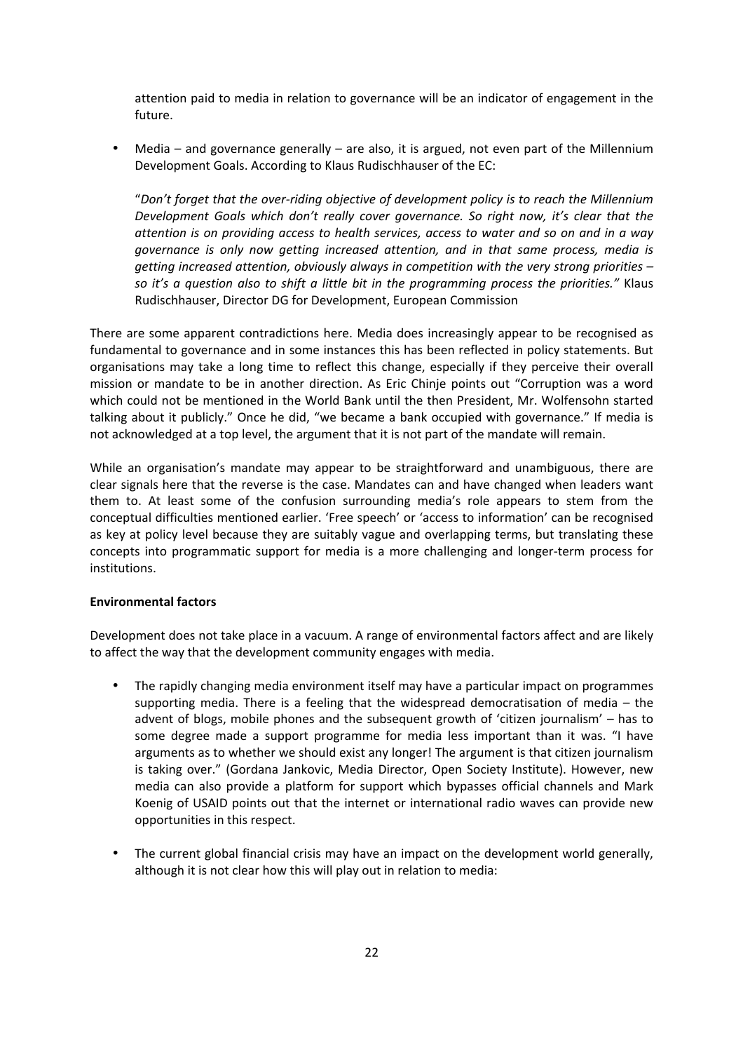attention paid to media in relation to governance will be an indicator of engagement in the future.

- Media – and governance generally – are also, it is argued, not even part of the Millennium Development Goals. According to Klaus Rudischhauser of the EC:

  "*Don't forget that the over-riding objective of development policy is to reach the Millennium Development Goals which don't really cover governance. So right now, it's clear that the attention is on providing access to health services, access to water and so on and in a way governance is only now getting increased attention, and in that same process, media is getting increased attention, obviously always in competition with the very strong priorities – so it's a question also to shift a little bit in the programming process the priorities."* Klaus Rudischhauser, Director DG for Development, European Commission

There are some apparent contradictions here. Media does increasingly appear to be recognised as fundamental to governance and in some instances this has been reflected in policy statements. But organisations may take a long time to reflect this change, especially if they perceive their overall mission or mandate to be in another direction. As Eric Chinje points out "Corruption was a word which could not be mentioned in the World Bank until the then President, Mr. Wolfensohn started talking about it publicly." Once he did, "we became a bank occupied with governance." If media is not acknowledged at a top level, the argument that it is not part of the mandate will remain.

While an organisation's mandate may appear to be straightforward and unambiguous, there are clear signals here that the reverse is the case. Mandates can and have changed when leaders want them to. At least some of the confusion surrounding media's role appears to stem from the conceptual difficulties mentioned earlier. 'Free speech' or 'access to information' can be recognised as key at policy level because they are suitably vague and overlapping terms, but translating these concepts into programmatic support for media is a more challenging and longer-term process for institutions.

**Environmental factors**

Development does not take place in a vacuum. A range of environmental factors affect and are likely to affect the way that the development community engages with media.

- The rapidly changing media environment itself may have a particular impact on programmes supporting media. There is a feeling that the widespread democratisation of media – the advent of blogs, mobile phones and the subsequent growth of 'citizen journalism' – has to some degree made a support programme for media less important than it was. "I have arguments as to whether we should exist any longer! The argument is that citizen journalism is taking over." (Gordana Jankovic, Media Director, Open Society Institute). However, new media can also provide a platform for support which bypasses official channels and Mark Koenig of USAID points out that the internet or international radio waves can provide new opportunities in this respect.

- The current global financial crisis may have an impact on the development world generally, although it is not clear how this will play out in relation to media: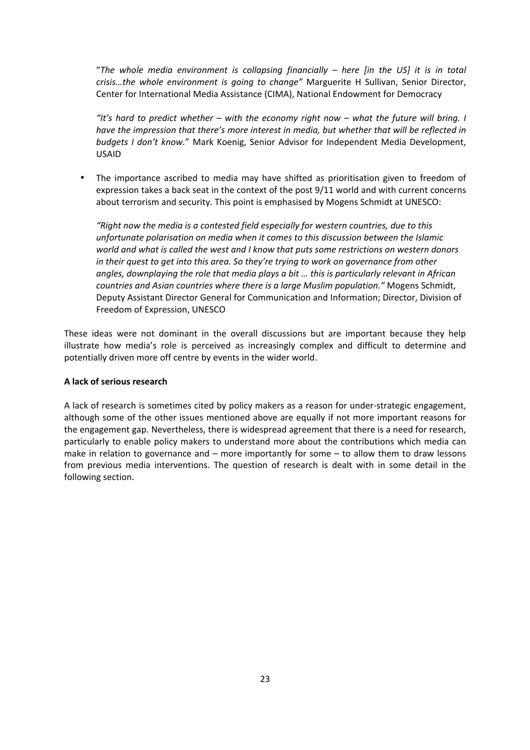"*The whole media environment is collapsing financially – here [in the US] it is in total crisis…the whole environment is going to change"* Marguerite H Sullivan, Senior Director, Center for International Media Assistance (CIMA), National Endowment for Democracy

*"It's hard to predict whether – with the economy right now – what the future will bring. I have the impression that there's more interest in media, but whether that will be reflected in budgets I don't know.*" Mark Koenig, Senior Advisor for Independent Media Development, USAID

- The importance ascribed to media may have shifted as prioritisation given to freedom of expression takes a back seat in the context of the post 9/11 world and with current concerns about terrorism and security. This point is emphasised by Mogens Schmidt at UNESCO:

  *"Right now the media is a contested field especially for western countries, due to this unfortunate polarisation on media when it comes to this discussion between the Islamic world and what is called the west and I know that puts some restrictions on western donors in their quest to get into this area. So they're trying to work on governance from other angles, downplaying the role that media plays a bit … this is particularly relevant in African countries and Asian countries where there is a large Muslim population."* Mogens Schmidt, Deputy Assistant Director General for Communication and Information; Director, Division of Freedom of Expression, UNESCO

These ideas were not dominant in the overall discussions but are important because they help illustrate how media's role is perceived as increasingly complex and difficult to determine and potentially driven more off centre by events in the wider world.

**A lack of serious research**

A lack of research is sometimes cited by policy makers as a reason for under-strategic engagement, although some of the other issues mentioned above are equally if not more important reasons for the engagement gap. Nevertheless, there is widespread agreement that there is a need for research, particularly to enable policy makers to understand more about the contributions which media can make in relation to governance and – more importantly for some – to allow them to draw lessons from previous media interventions. The question of research is dealt with in some detail in the following section.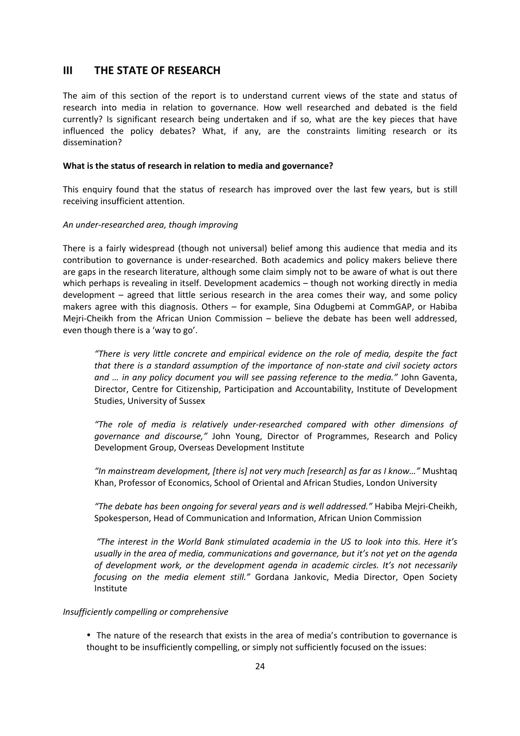## III THE STATE OF RESEARCH

The aim of this section of the report is to understand current views of the state and status of research into media in relation to governance. How well researched and debated is the field currently? Is significant research being undertaken and if so, what are the key pieces that have influenced the policy debates? What, if any, are the constraints limiting research or its dissemination?

**What is the status of research in relation to media and governance?**

This enquiry found that the status of research has improved over the last few years, but is still receiving insufficient attention.

*An under-researched area, though improving*

There is a fairly widespread (though not universal) belief among this audience that media and its contribution to governance is under-researched. Both academics and policy makers believe there are gaps in the research literature, although some claim simply not to be aware of what is out there which perhaps is revealing in itself. Development academics – though not working directly in media development – agreed that little serious research in the area comes their way, and some policy makers agree with this diagnosis. Others – for example, Sina Odugbemi at CommGAP, or Habiba Mejri-Cheikh from the African Union Commission – believe the debate has been well addressed, even though there is a 'way to go'.

> *"There is very little concrete and empirical evidence on the role of media, despite the fact that there is a standard assumption of the importance of non-state and civil society actors and … in any policy document you will see passing reference to the media."* John Gaventa, Director, Centre for Citizenship, Participation and Accountability, Institute of Development Studies, University of Sussex

> *"The role of media is relatively under-researched compared with other dimensions of governance and discourse,"* John Young, Director of Programmes, Research and Policy Development Group, Overseas Development Institute

> *"In mainstream development, [there is] not very much [research] as far as I know…"* Mushtaq Khan, Professor of Economics, School of Oriental and African Studies, London University

> *"The debate has been ongoing for several years and is well addressed."* Habiba Mejri-Cheikh, Spokesperson, Head of Communication and Information, African Union Commission

> *"The interest in the World Bank stimulated academia in the US to look into this. Here it's usually in the area of media, communications and governance, but it's not yet on the agenda of development work, or the development agenda in academic circles. It's not necessarily focusing on the media element still."* Gordana Jankovic, Media Director, Open Society Institute

*Insufficiently compelling or comprehensive*

- The nature of the research that exists in the area of media's contribution to governance is thought to be insufficiently compelling, or simply not sufficiently focused on the issues: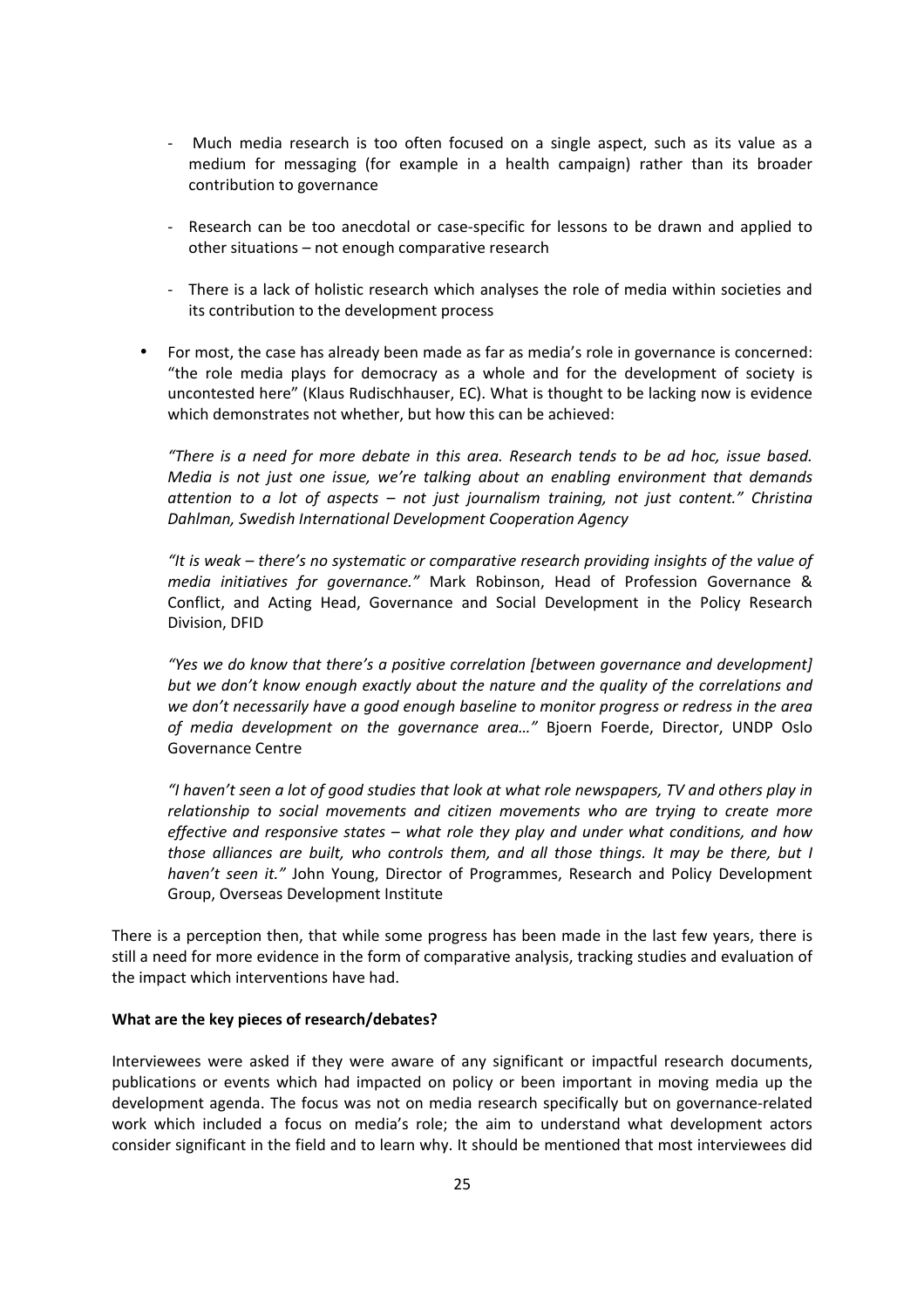- Much media research is too often focused on a single aspect, such as its value as a medium for messaging (for example in a health campaign) rather than its broader contribution to governance

  - Research can be too anecdotal or case-specific for lessons to be drawn and applied to other situations – not enough comparative research

  - There is a lack of holistic research which analyses the role of media within societies and its contribution to the development process

- For most, the case has already been made as far as media's role in governance is concerned: "the role media plays for democracy as a whole and for the development of society is uncontested here" (Klaus Rudischhauser, EC). What is thought to be lacking now is evidence which demonstrates not whether, but how this can be achieved:

  *"There is a need for more debate in this area. Research tends to be ad hoc, issue based. Media is not just one issue, we're talking about an enabling environment that demands attention to a lot of aspects – not just journalism training, not just content." Christina Dahlman, Swedish International Development Cooperation Agency*

  *"It is weak – there's no systematic or comparative research providing insights of the value of media initiatives for governance."* Mark Robinson, Head of Profession Governance & Conflict, and Acting Head, Governance and Social Development in the Policy Research Division, DFID

  *"Yes we do know that there's a positive correlation [between governance and development] but we don't know enough exactly about the nature and the quality of the correlations and we don't necessarily have a good enough baseline to monitor progress or redress in the area of media development on the governance area…"* Bjoern Foerde, Director, UNDP Oslo Governance Centre

  *"I haven't seen a lot of good studies that look at what role newspapers, TV and others play in relationship to social movements and citizen movements who are trying to create more effective and responsive states – what role they play and under what conditions, and how those alliances are built, who controls them, and all those things. It may be there, but I haven't seen it."* John Young, Director of Programmes, Research and Policy Development Group, Overseas Development Institute

There is a perception then, that while some progress has been made in the last few years, there is still a need for more evidence in the form of comparative analysis, tracking studies and evaluation of the impact which interventions have had.

**What are the key pieces of research/debates?**

Interviewees were asked if they were aware of any significant or impactful research documents, publications or events which had impacted on policy or been important in moving media up the development agenda. The focus was not on media research specifically but on governance-related work which included a focus on media's role; the aim to understand what development actors consider significant in the field and to learn why. It should be mentioned that most interviewees did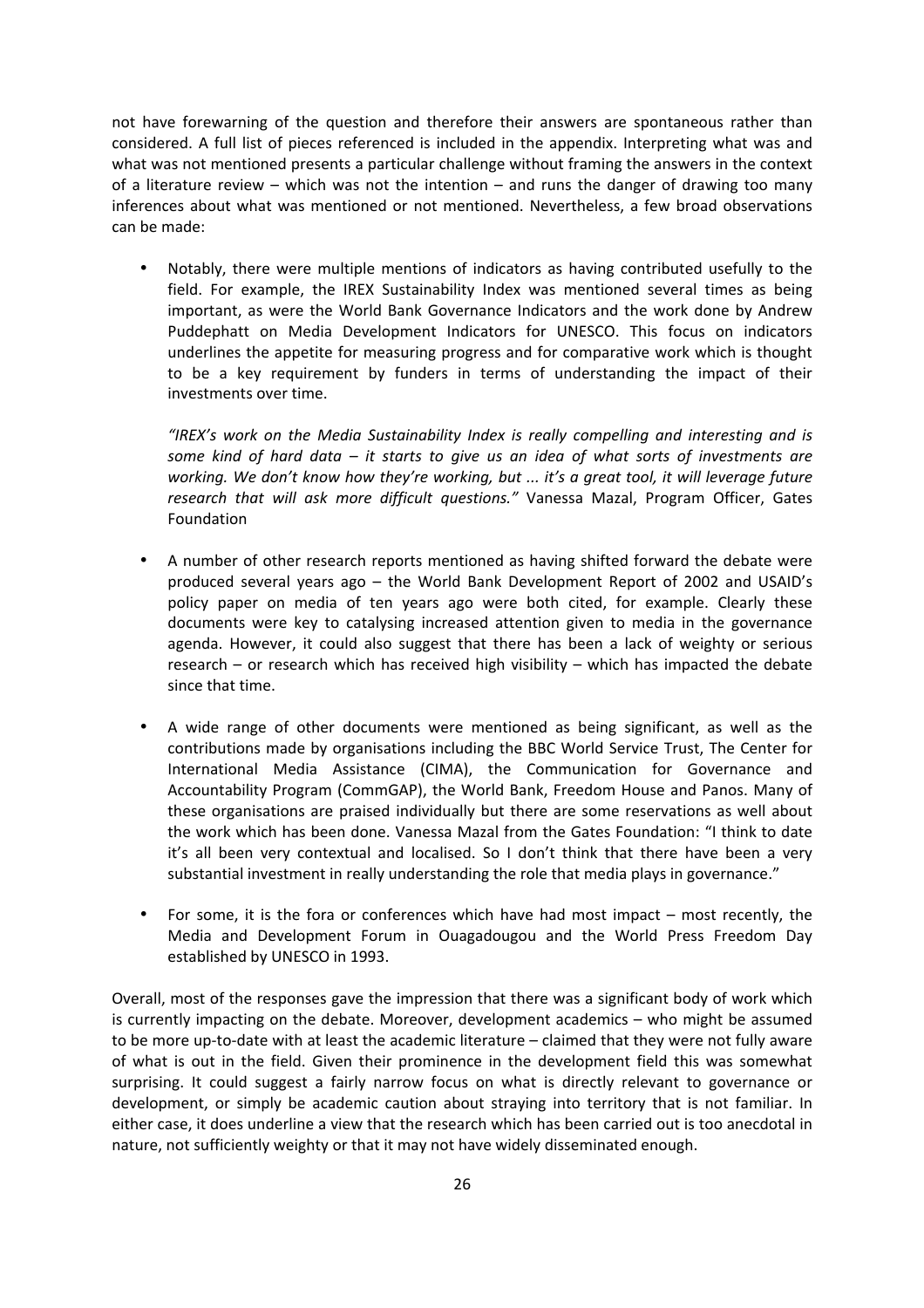not have forewarning of the question and therefore their answers are spontaneous rather than considered. A full list of pieces referenced is included in the appendix. Interpreting what was and what was not mentioned presents a particular challenge without framing the answers in the context of a literature review – which was not the intention – and runs the danger of drawing too many inferences about what was mentioned or not mentioned. Nevertheless, a few broad observations can be made:

- Notably, there were multiple mentions of indicators as having contributed usefully to the field. For example, the IREX Sustainability Index was mentioned several times as being important, as were the World Bank Governance Indicators and the work done by Andrew Puddephatt on Media Development Indicators for UNESCO. This focus on indicators underlines the appetite for measuring progress and for comparative work which is thought to be a key requirement by funders in terms of understanding the impact of their investments over time.

  *"IREX's work on the Media Sustainability Index is really compelling and interesting and is some kind of hard data – it starts to give us an idea of what sorts of investments are working. We don't know how they're working, but ... it's a great tool, it will leverage future research that will ask more difficult questions."* Vanessa Mazal, Program Officer, Gates Foundation

- A number of other research reports mentioned as having shifted forward the debate were produced several years ago – the World Bank Development Report of 2002 and USAID's policy paper on media of ten years ago were both cited, for example. Clearly these documents were key to catalysing increased attention given to media in the governance agenda. However, it could also suggest that there has been a lack of weighty or serious research – or research which has received high visibility – which has impacted the debate since that time.

- A wide range of other documents were mentioned as being significant, as well as the contributions made by organisations including the BBC World Service Trust, The Center for International Media Assistance (CIMA), the Communication for Governance and Accountability Program (CommGAP), the World Bank, Freedom House and Panos. Many of these organisations are praised individually but there are some reservations as well about the work which has been done. Vanessa Mazal from the Gates Foundation: "I think to date it's all been very contextual and localised. So I don't think that there have been a very substantial investment in really understanding the role that media plays in governance."

- For some, it is the fora or conferences which have had most impact – most recently, the Media and Development Forum in Ouagadougou and the World Press Freedom Day established by UNESCO in 1993.

Overall, most of the responses gave the impression that there was a significant body of work which is currently impacting on the debate. Moreover, development academics – who might be assumed to be more up-to-date with at least the academic literature – claimed that they were not fully aware of what is out in the field. Given their prominence in the development field this was somewhat surprising. It could suggest a fairly narrow focus on what is directly relevant to governance or development, or simply be academic caution about straying into territory that is not familiar. In either case, it does underline a view that the research which has been carried out is too anecdotal in nature, not sufficiently weighty or that it may not have widely disseminated enough.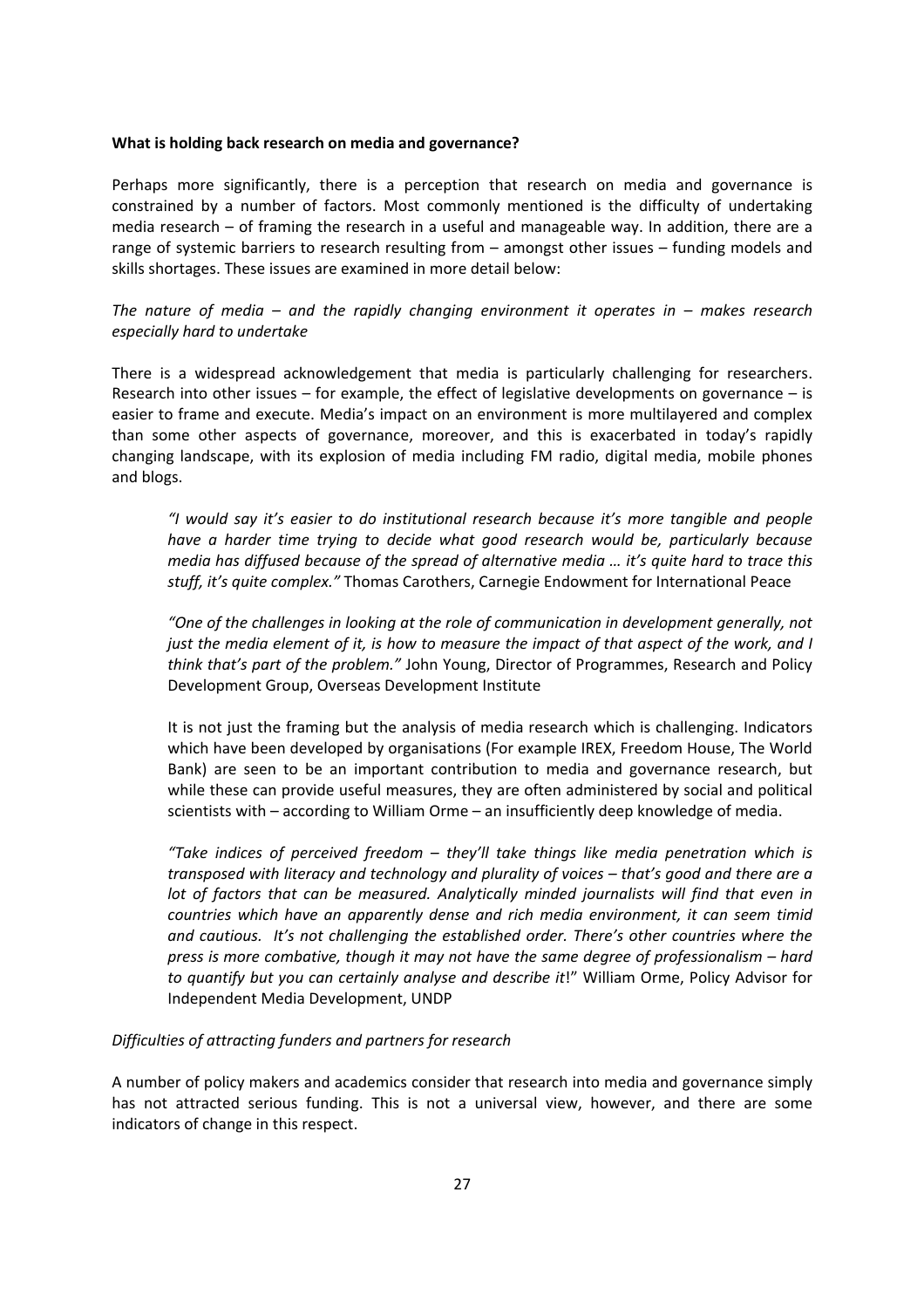**What is holding back research on media and governance?**

Perhaps more significantly, there is a perception that research on media and governance is constrained by a number of factors. Most commonly mentioned is the difficulty of undertaking media research – of framing the research in a useful and manageable way. In addition, there are a range of systemic barriers to research resulting from – amongst other issues – funding models and skills shortages. These issues are examined in more detail below:

*The nature of media – and the rapidly changing environment it operates in – makes research especially hard to undertake*

There is a widespread acknowledgement that media is particularly challenging for researchers. Research into other issues – for example, the effect of legislative developments on governance – is easier to frame and execute. Media's impact on an environment is more multilayered and complex than some other aspects of governance, moreover, and this is exacerbated in today's rapidly changing landscape, with its explosion of media including FM radio, digital media, mobile phones and blogs.

> *"I would say it's easier to do institutional research because it's more tangible and people have a harder time trying to decide what good research would be, particularly because media has diffused because of the spread of alternative media … it's quite hard to trace this stuff, it's quite complex."* Thomas Carothers, Carnegie Endowment for International Peace

> *"One of the challenges in looking at the role of communication in development generally, not just the media element of it, is how to measure the impact of that aspect of the work, and I think that's part of the problem."* John Young, Director of Programmes, Research and Policy Development Group, Overseas Development Institute

> It is not just the framing but the analysis of media research which is challenging. Indicators which have been developed by organisations (For example IREX, Freedom House, The World Bank) are seen to be an important contribution to media and governance research, but while these can provide useful measures, they are often administered by social and political scientists with – according to William Orme – an insufficiently deep knowledge of media.

> *"Take indices of perceived freedom – they'll take things like media penetration which is transposed with literacy and technology and plurality of voices – that's good and there are a lot of factors that can be measured. Analytically minded journalists will find that even in countries which have an apparently dense and rich media environment, it can seem timid and cautious. It's not challenging the established order. There's other countries where the press is more combative, though it may not have the same degree of professionalism – hard to quantify but you can certainly analyse and describe it!"* William Orme, Policy Advisor for Independent Media Development, UNDP

*Difficulties of attracting funders and partners for research*

A number of policy makers and academics consider that research into media and governance simply has not attracted serious funding. This is not a universal view, however, and there are some indicators of change in this respect.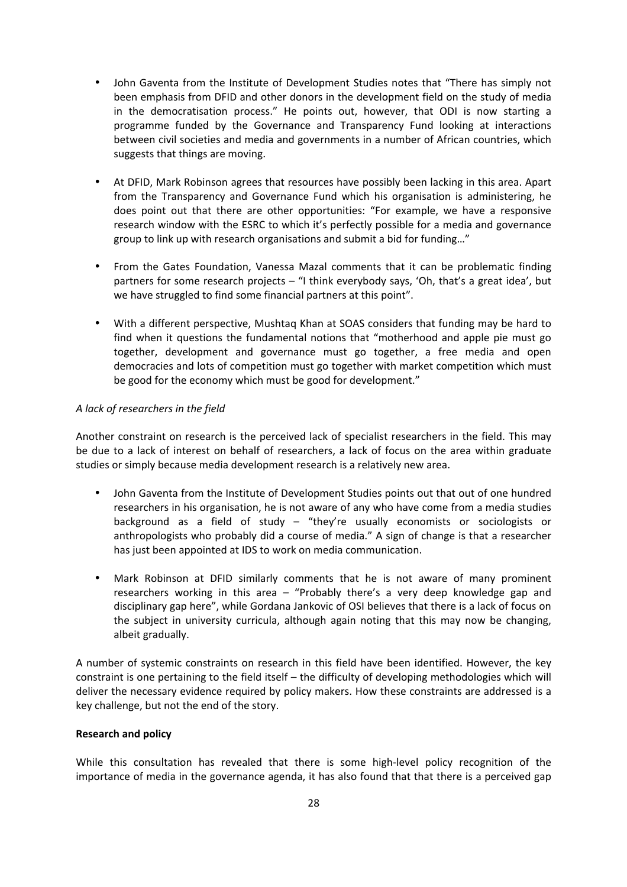- John Gaventa from the Institute of Development Studies notes that "There has simply not been emphasis from DFID and other donors in the development field on the study of media in the democratisation process." He points out, however, that ODI is now starting a programme funded by the Governance and Transparency Fund looking at interactions between civil societies and media and governments in a number of African countries, which suggests that things are moving.

- At DFID, Mark Robinson agrees that resources have possibly been lacking in this area. Apart from the Transparency and Governance Fund which his organisation is administering, he does point out that there are other opportunities: "For example, we have a responsive research window with the ESRC to which it's perfectly possible for a media and governance group to link up with research organisations and submit a bid for funding…"

- From the Gates Foundation, Vanessa Mazal comments that it can be problematic finding partners for some research projects – "I think everybody says, 'Oh, that's a great idea', but we have struggled to find some financial partners at this point".

- With a different perspective, Mushtaq Khan at SOAS considers that funding may be hard to find when it questions the fundamental notions that "motherhood and apple pie must go together, development and governance must go together, a free media and open democracies and lots of competition must go together with market competition which must be good for the economy which must be good for development."

*A lack of researchers in the field*

Another constraint on research is the perceived lack of specialist researchers in the field. This may be due to a lack of interest on behalf of researchers, a lack of focus on the area within graduate studies or simply because media development research is a relatively new area.

- John Gaventa from the Institute of Development Studies points out that out of one hundred researchers in his organisation, he is not aware of any who have come from a media studies background as a field of study – "they're usually economists or sociologists or anthropologists who probably did a course of media." A sign of change is that a researcher has just been appointed at IDS to work on media communication.

- Mark Robinson at DFID similarly comments that he is not aware of many prominent researchers working in this area – "Probably there's a very deep knowledge gap and disciplinary gap here", while Gordana Jankovic of OSI believes that there is a lack of focus on the subject in university curricula, although again noting that this may now be changing, albeit gradually.

A number of systemic constraints on research in this field have been identified. However, the key constraint is one pertaining to the field itself – the difficulty of developing methodologies which will deliver the necessary evidence required by policy makers. How these constraints are addressed is a key challenge, but not the end of the story.

**Research and policy**

While this consultation has revealed that there is some high-level policy recognition of the importance of media in the governance agenda, it has also found that that there is a perceived gap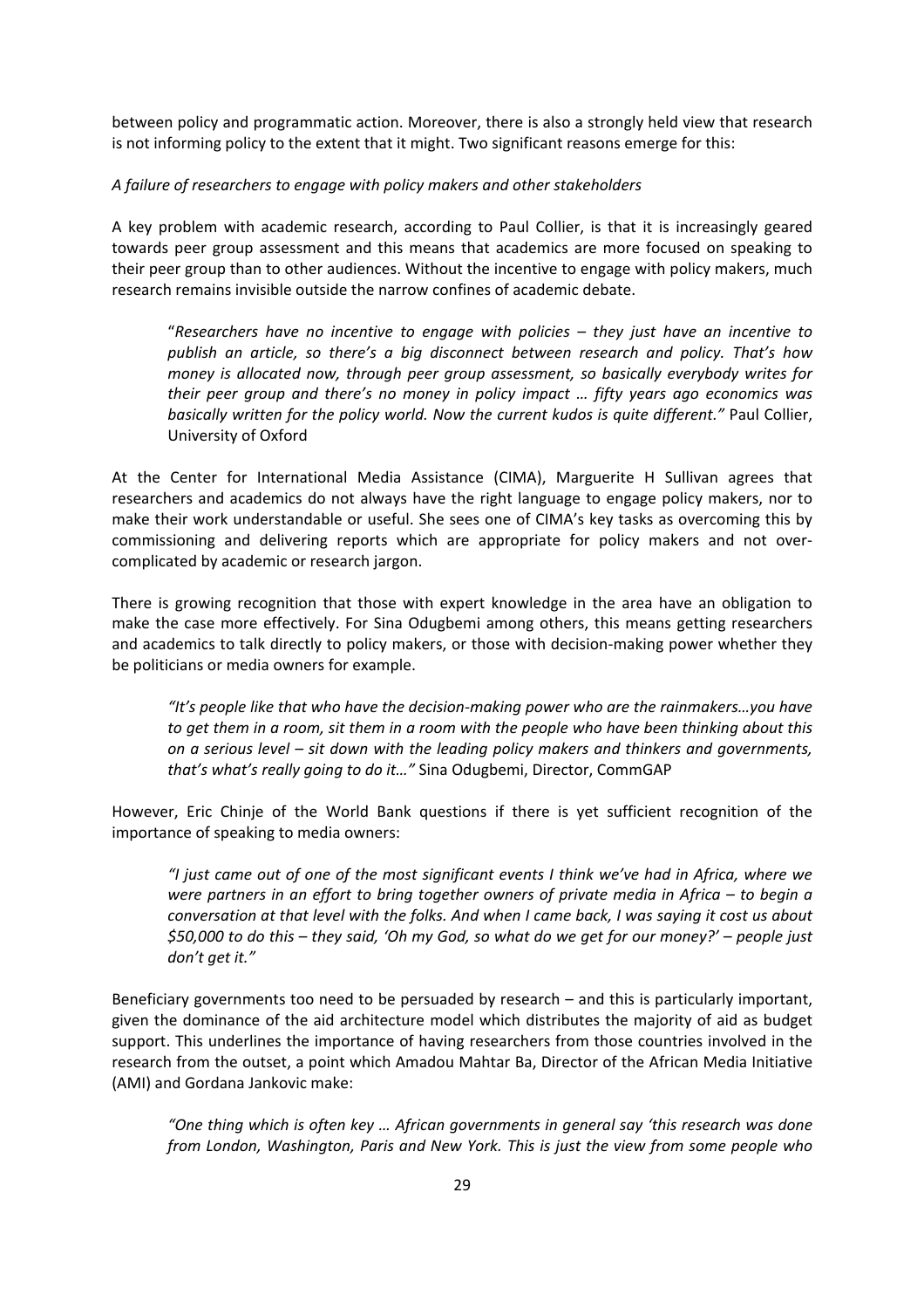between policy and programmatic action. Moreover, there is also a strongly held view that research is not informing policy to the extent that it might. Two significant reasons emerge for this:

*A failure of researchers to engage with policy makers and other stakeholders*

A key problem with academic research, according to Paul Collier, is that it is increasingly geared towards peer group assessment and this means that academics are more focused on speaking to their peer group than to other audiences. Without the incentive to engage with policy makers, much research remains invisible outside the narrow confines of academic debate.

> "*Researchers have no incentive to engage with policies – they just have an incentive to publish an article, so there's a big disconnect between research and policy. That's how money is allocated now, through peer group assessment, so basically everybody writes for their peer group and there's no money in policy impact … fifty years ago economics was basically written for the policy world. Now the current kudos is quite different."* Paul Collier, University of Oxford

At the Center for International Media Assistance (CIMA), Marguerite H Sullivan agrees that researchers and academics do not always have the right language to engage policy makers, nor to make their work understandable or useful. She sees one of CIMA's key tasks as overcoming this by commissioning and delivering reports which are appropriate for policy makers and not over-complicated by academic or research jargon.

There is growing recognition that those with expert knowledge in the area have an obligation to make the case more effectively. For Sina Odugbemi among others, this means getting researchers and academics to talk directly to policy makers, or those with decision-making power whether they be politicians or media owners for example.

> *"It's people like that who have the decision-making power who are the rainmakers…you have to get them in a room, sit them in a room with the people who have been thinking about this on a serious level – sit down with the leading policy makers and thinkers and governments, that's what's really going to do it…"* Sina Odugbemi, Director, CommGAP

However, Eric Chinje of the World Bank questions if there is yet sufficient recognition of the importance of speaking to media owners:

> *"I just came out of one of the most significant events I think we've had in Africa, where we were partners in an effort to bring together owners of private media in Africa – to begin a conversation at that level with the folks. And when I came back, I was saying it cost us about $50,000 to do this – they said, 'Oh my God, so what do we get for our money?' – people just don't get it."*

Beneficiary governments too need to be persuaded by research – and this is particularly important, given the dominance of the aid architecture model which distributes the majority of aid as budget support. This underlines the importance of having researchers from those countries involved in the research from the outset, a point which Amadou Mahtar Ba, Director of the African Media Initiative (AMI) and Gordana Jankovic make:

> *"One thing which is often key … African governments in general say 'this research was done from London, Washington, Paris and New York. This is just the view from some people who*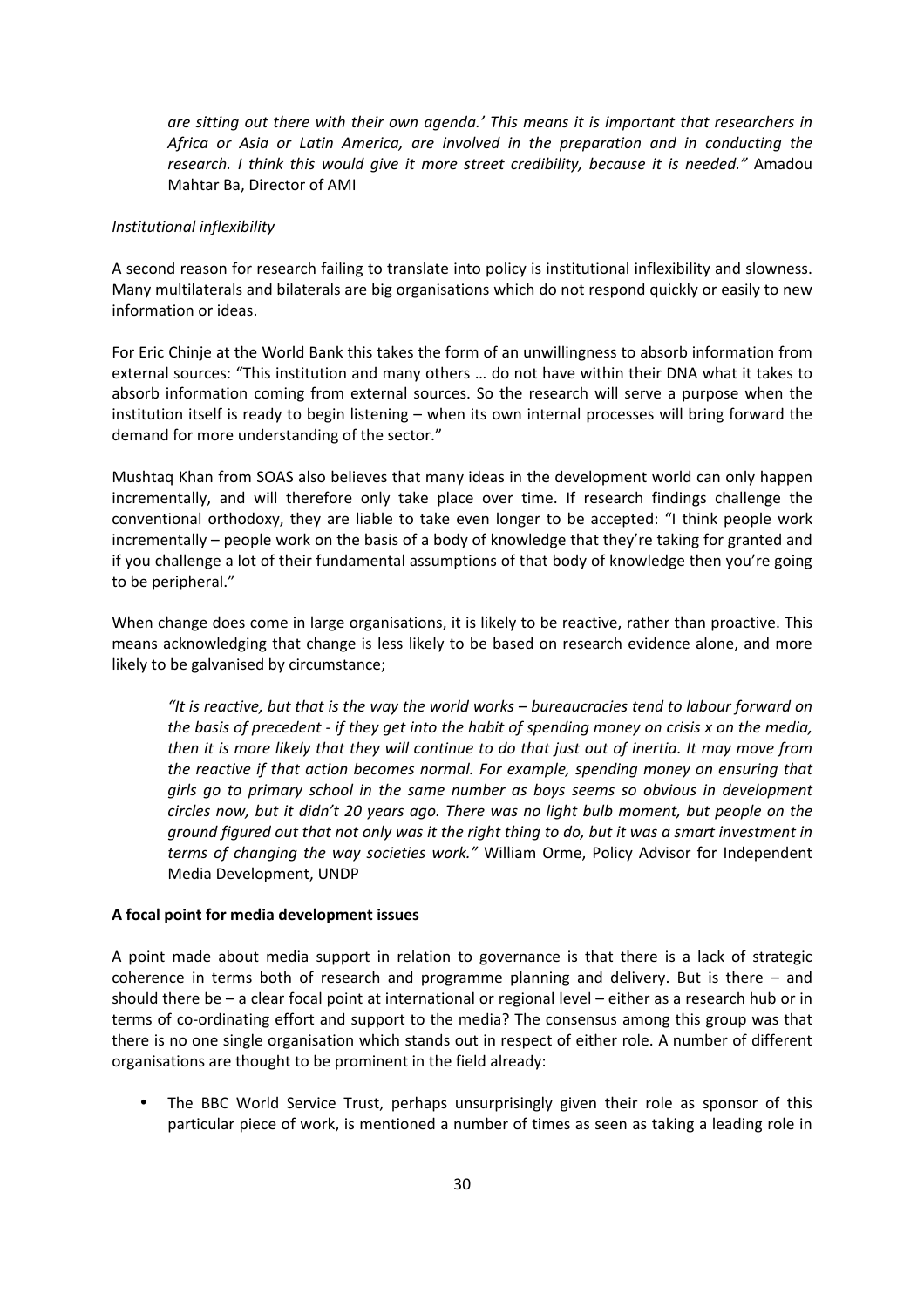*are sitting out there with their own agenda.' This means it is important that researchers in Africa or Asia or Latin America, are involved in the preparation and in conducting the research. I think this would give it more street credibility, because it is needed."* Amadou Mahtar Ba, Director of AMI

*Institutional inflexibility*

A second reason for research failing to translate into policy is institutional inflexibility and slowness. Many multilaterals and bilaterals are big organisations which do not respond quickly or easily to new information or ideas.

For Eric Chinje at the World Bank this takes the form of an unwillingness to absorb information from external sources: "This institution and many others … do not have within their DNA what it takes to absorb information coming from external sources. So the research will serve a purpose when the institution itself is ready to begin listening – when its own internal processes will bring forward the demand for more understanding of the sector."

Mushtaq Khan from SOAS also believes that many ideas in the development world can only happen incrementally, and will therefore only take place over time. If research findings challenge the conventional orthodoxy, they are liable to take even longer to be accepted: "I think people work incrementally – people work on the basis of a body of knowledge that they're taking for granted and if you challenge a lot of their fundamental assumptions of that body of knowledge then you're going to be peripheral."

When change does come in large organisations, it is likely to be reactive, rather than proactive. This means acknowledging that change is less likely to be based on research evidence alone, and more likely to be galvanised by circumstance;

> *"It is reactive, but that is the way the world works – bureaucracies tend to labour forward on the basis of precedent - if they get into the habit of spending money on crisis x on the media, then it is more likely that they will continue to do that just out of inertia. It may move from the reactive if that action becomes normal. For example, spending money on ensuring that girls go to primary school in the same number as boys seems so obvious in development circles now, but it didn't 20 years ago. There was no light bulb moment, but people on the ground figured out that not only was it the right thing to do, but it was a smart investment in terms of changing the way societies work."* William Orme, Policy Advisor for Independent Media Development, UNDP

**A focal point for media development issues**

A point made about media support in relation to governance is that there is a lack of strategic coherence in terms both of research and programme planning and delivery. But is there – and should there be – a clear focal point at international or regional level – either as a research hub or in terms of co-ordinating effort and support to the media? The consensus among this group was that there is no one single organisation which stands out in respect of either role. A number of different organisations are thought to be prominent in the field already:

- The BBC World Service Trust, perhaps unsurprisingly given their role as sponsor of this particular piece of work, is mentioned a number of times as seen as taking a leading role in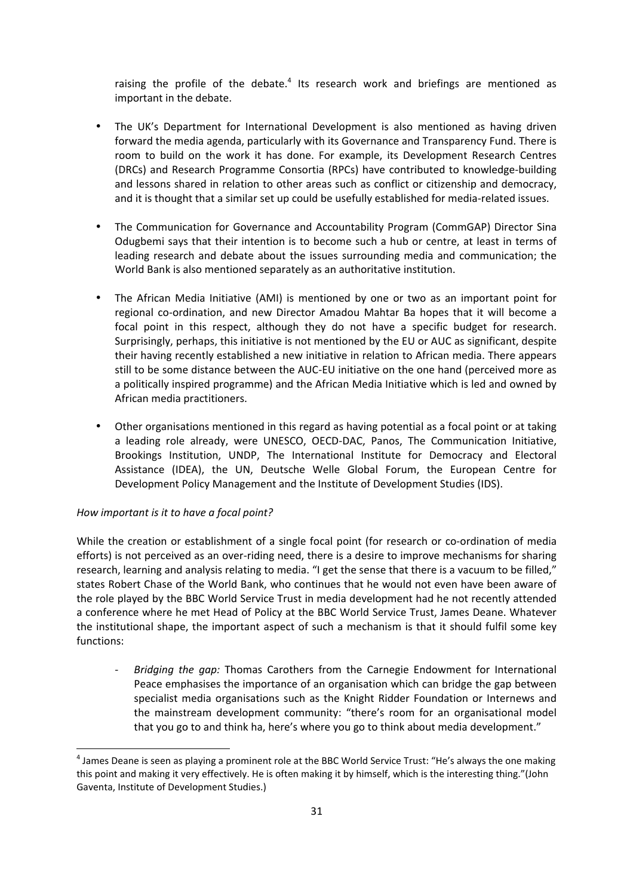raising the profile of the debate.[4] Its research work and briefings are mentioned as important in the debate.

- The UK's Department for International Development is also mentioned as having driven forward the media agenda, particularly with its Governance and Transparency Fund. There is room to build on the work it has done. For example, its Development Research Centres (DRCs) and Research Programme Consortia (RPCs) have contributed to knowledge-building and lessons shared in relation to other areas such as conflict or citizenship and democracy, and it is thought that a similar set up could be usefully established for media-related issues.

- The Communication for Governance and Accountability Program (CommGAP) Director Sina Odugbemi says that their intention is to become such a hub or centre, at least in terms of leading research and debate about the issues surrounding media and communication; the World Bank is also mentioned separately as an authoritative institution.

- The African Media Initiative (AMI) is mentioned by one or two as an important point for regional co-ordination, and new Director Amadou Mahtar Ba hopes that it will become a focal point in this respect, although they do not have a specific budget for research. Surprisingly, perhaps, this initiative is not mentioned by the EU or AUC as significant, despite their having recently established a new initiative in relation to African media. There appears still to be some distance between the AUC-EU initiative on the one hand (perceived more as a politically inspired programme) and the African Media Initiative which is led and owned by African media practitioners.

- Other organisations mentioned in this regard as having potential as a focal point or at taking a leading role already, were UNESCO, OECD-DAC, Panos, The Communication Initiative, Brookings Institution, UNDP, The International Institute for Democracy and Electoral Assistance (IDEA), the UN, Deutsche Welle Global Forum, the European Centre for Development Policy Management and the Institute of Development Studies (IDS).

*How important is it to have a focal point?*

While the creation or establishment of a single focal point (for research or co-ordination of media efforts) is not perceived as an over-riding need, there is a desire to improve mechanisms for sharing research, learning and analysis relating to media. "I get the sense that there is a vacuum to be filled," states Robert Chase of the World Bank, who continues that he would not even have been aware of the role played by the BBC World Service Trust in media development had he not recently attended a conference where he met Head of Policy at the BBC World Service Trust, James Deane. Whatever the institutional shape, the important aspect of such a mechanism is that it should fulfil some key functions:

- *Bridging the gap:* Thomas Carothers from the Carnegie Endowment for International Peace emphasises the importance of an organisation which can bridge the gap between specialist media organisations such as the Knight Ridder Foundation or Internews and the mainstream development community: "there's room for an organisational model that you go to and think ha, here's where you go to think about media development."

[4] James Deane is seen as playing a prominent role at the BBC World Service Trust: "He's always the one making this point and making it very effectively. He is often making it by himself, which is the interesting thing."(John Gaventa, Institute of Development Studies.)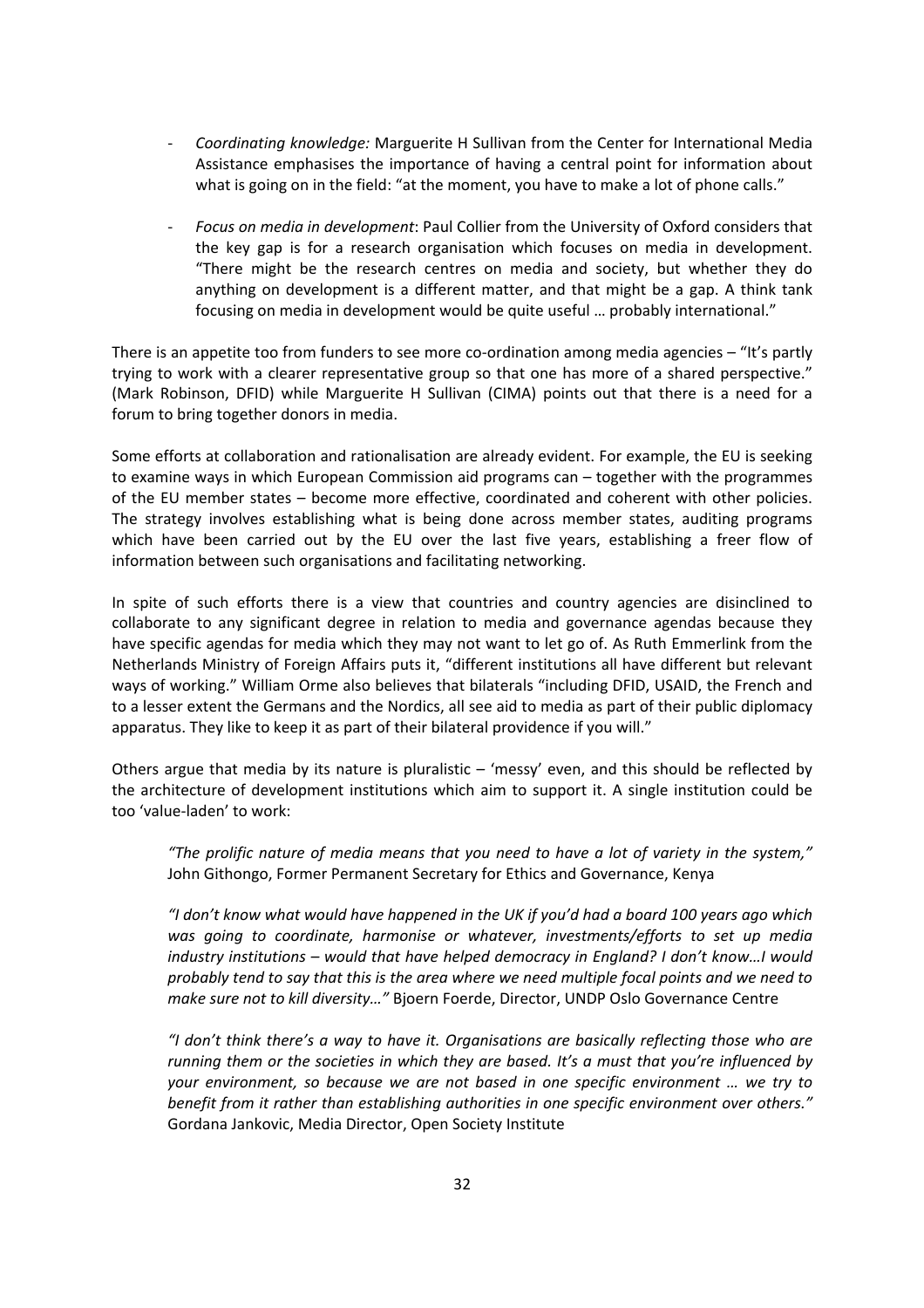- *Coordinating knowledge:* Marguerite H Sullivan from the Center for International Media Assistance emphasises the importance of having a central point for information about what is going on in the field: "at the moment, you have to make a lot of phone calls."

- *Focus on media in development*: Paul Collier from the University of Oxford considers that the key gap is for a research organisation which focuses on media in development. "There might be the research centres on media and society, but whether they do anything on development is a different matter, and that might be a gap. A think tank focusing on media in development would be quite useful … probably international."

There is an appetite too from funders to see more co-ordination among media agencies – "It's partly trying to work with a clearer representative group so that one has more of a shared perspective." (Mark Robinson, DFID) while Marguerite H Sullivan (CIMA) points out that there is a need for a forum to bring together donors in media.

Some efforts at collaboration and rationalisation are already evident. For example, the EU is seeking to examine ways in which European Commission aid programs can – together with the programmes of the EU member states – become more effective, coordinated and coherent with other policies. The strategy involves establishing what is being done across member states, auditing programs which have been carried out by the EU over the last five years, establishing a freer flow of information between such organisations and facilitating networking.

In spite of such efforts there is a view that countries and country agencies are disinclined to collaborate to any significant degree in relation to media and governance agendas because they have specific agendas for media which they may not want to let go of. As Ruth Emmerlink from the Netherlands Ministry of Foreign Affairs puts it, "different institutions all have different but relevant ways of working." William Orme also believes that bilaterals "including DFID, USAID, the French and to a lesser extent the Germans and the Nordics, all see aid to media as part of their public diplomacy apparatus. They like to keep it as part of their bilateral providence if you will."

Others argue that media by its nature is pluralistic – 'messy' even, and this should be reflected by the architecture of development institutions which aim to support it. A single institution could be too 'value-laden' to work:

> *"The prolific nature of media means that you need to have a lot of variety in the system,"* John Githongo, Former Permanent Secretary for Ethics and Governance, Kenya

> *"I don't know what would have happened in the UK if you'd had a board 100 years ago which was going to coordinate, harmonise or whatever, investments/efforts to set up media industry institutions – would that have helped democracy in England? I don't know…I would probably tend to say that this is the area where we need multiple focal points and we need to make sure not to kill diversity…"* Bjoern Foerde, Director, UNDP Oslo Governance Centre

> *"I don't think there's a way to have it. Organisations are basically reflecting those who are running them or the societies in which they are based. It's a must that you're influenced by your environment, so because we are not based in one specific environment … we try to benefit from it rather than establishing authorities in one specific environment over others."* Gordana Jankovic, Media Director, Open Society Institute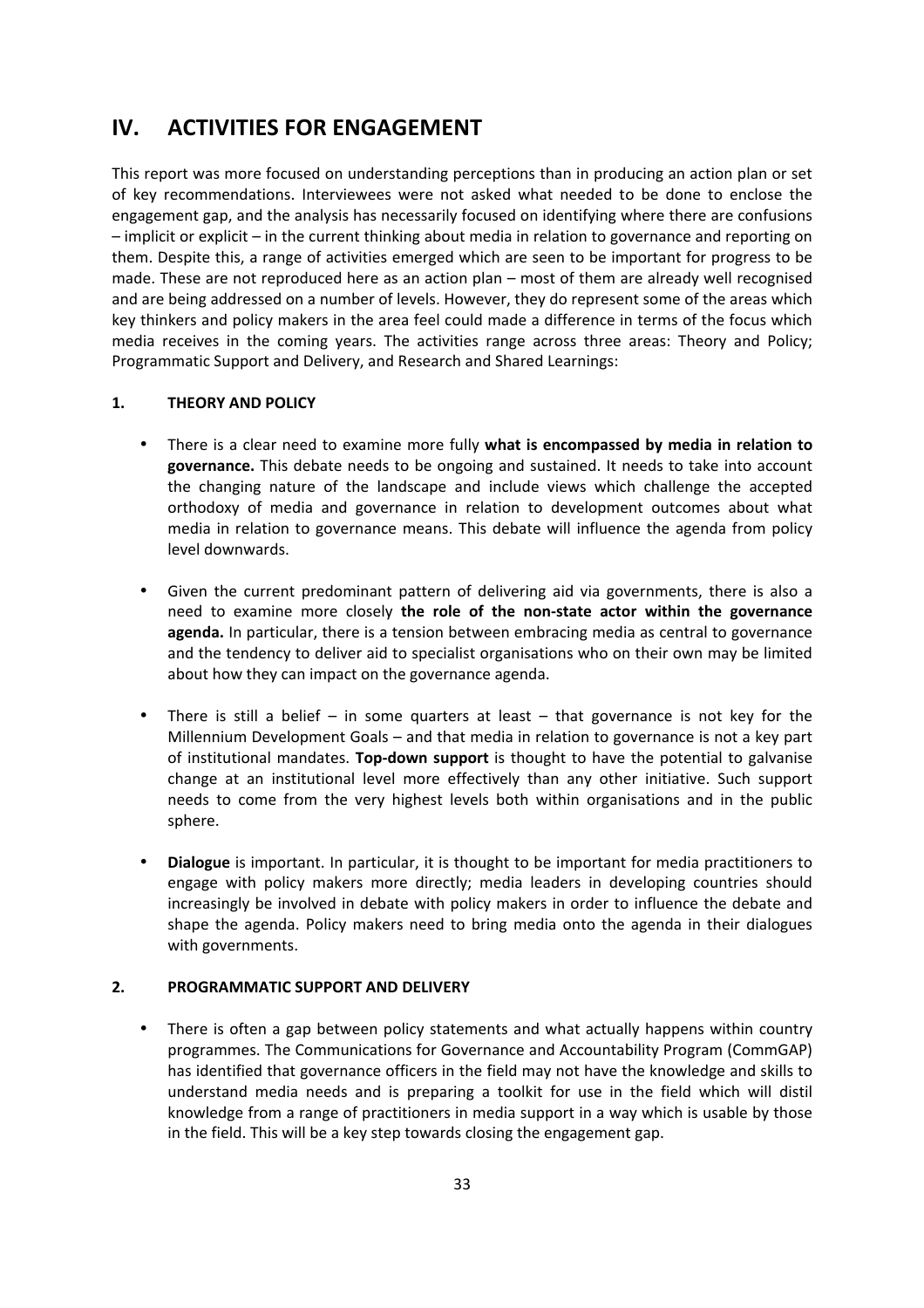# IV. ACTIVITIES FOR ENGAGEMENT

This report was more focused on understanding perceptions than in producing an action plan or set of key recommendations. Interviewees were not asked what needed to be done to enclose the engagement gap, and the analysis has necessarily focused on identifying where there are confusions – implicit or explicit – in the current thinking about media in relation to governance and reporting on them. Despite this, a range of activities emerged which are seen to be important for progress to be made. These are not reproduced here as an action plan – most of them are already well recognised and are being addressed on a number of levels. However, they do represent some of the areas which key thinkers and policy makers in the area feel could made a difference in terms of the focus which media receives in the coming years. The activities range across three areas: Theory and Policy; Programmatic Support and Delivery, and Research and Shared Learnings:

## 1. THEORY AND POLICY

- There is a clear need to examine more fully **what is encompassed by media in relation to governance.** This debate needs to be ongoing and sustained. It needs to take into account the changing nature of the landscape and include views which challenge the accepted orthodoxy of media and governance in relation to development outcomes about what media in relation to governance means. This debate will influence the agenda from policy level downwards.

- Given the current predominant pattern of delivering aid via governments, there is also a need to examine more closely **the role of the non-state actor within the governance agenda.** In particular, there is a tension between embracing media as central to governance and the tendency to deliver aid to specialist organisations who on their own may be limited about how they can impact on the governance agenda.

- There is still a belief – in some quarters at least – that governance is not key for the Millennium Development Goals – and that media in relation to governance is not a key part of institutional mandates. **Top-down support** is thought to have the potential to galvanise change at an institutional level more effectively than any other initiative. Such support needs to come from the very highest levels both within organisations and in the public sphere.

- **Dialogue** is important. In particular, it is thought to be important for media practitioners to engage with policy makers more directly; media leaders in developing countries should increasingly be involved in debate with policy makers in order to influence the debate and shape the agenda. Policy makers need to bring media onto the agenda in their dialogues with governments.

## 2. PROGRAMMATIC SUPPORT AND DELIVERY

- There is often a gap between policy statements and what actually happens within country programmes. The Communications for Governance and Accountability Program (CommGAP) has identified that governance officers in the field may not have the knowledge and skills to understand media needs and is preparing a toolkit for use in the field which will distil knowledge from a range of practitioners in media support in a way which is usable by those in the field. This will be a key step towards closing the engagement gap.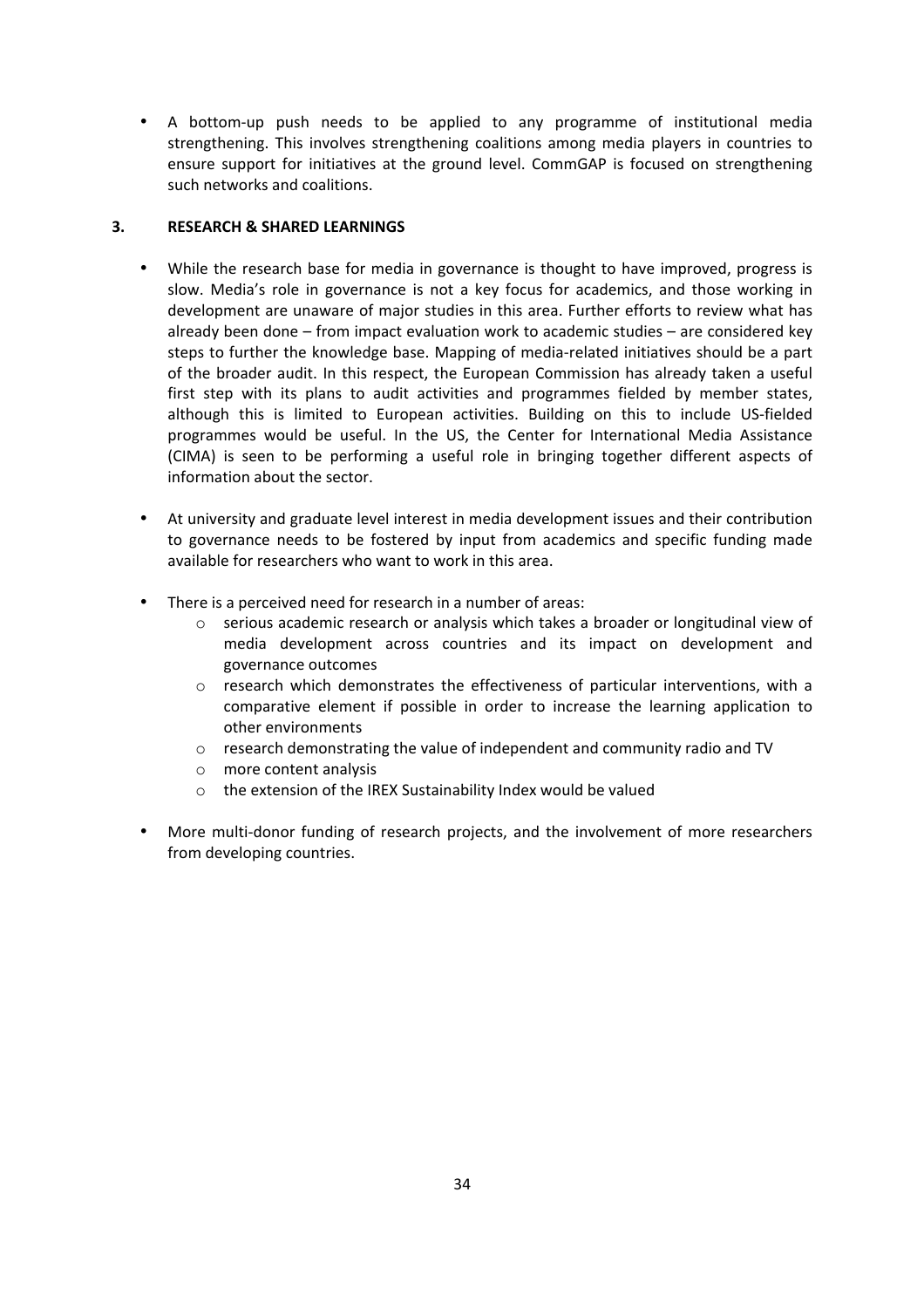- A bottom-up push needs to be applied to any programme of institutional media strengthening. This involves strengthening coalitions among media players in countries to ensure support for initiatives at the ground level. CommGAP is focused on strengthening such networks and coalitions.

## 3. RESEARCH & SHARED LEARNINGS

- While the research base for media in governance is thought to have improved, progress is slow. Media's role in governance is not a key focus for academics, and those working in development are unaware of major studies in this area. Further efforts to review what has already been done – from impact evaluation work to academic studies – are considered key steps to further the knowledge base. Mapping of media-related initiatives should be a part of the broader audit. In this respect, the European Commission has already taken a useful first step with its plans to audit activities and programmes fielded by member states, although this is limited to European activities. Building on this to include US-fielded programmes would be useful. In the US, the Center for International Media Assistance (CIMA) is seen to be performing a useful role in bringing together different aspects of information about the sector.

- At university and graduate level interest in media development issues and their contribution to governance needs to be fostered by input from academics and specific funding made available for researchers who want to work in this area.

- There is a perceived need for research in a number of areas:
  - serious academic research or analysis which takes a broader or longitudinal view of media development across countries and its impact on development and governance outcomes
  - research which demonstrates the effectiveness of particular interventions, with a comparative element if possible in order to increase the learning application to other environments
  - research demonstrating the value of independent and community radio and TV
  - more content analysis
  - the extension of the IREX Sustainability Index would be valued

- More multi-donor funding of research projects, and the involvement of more researchers from developing countries.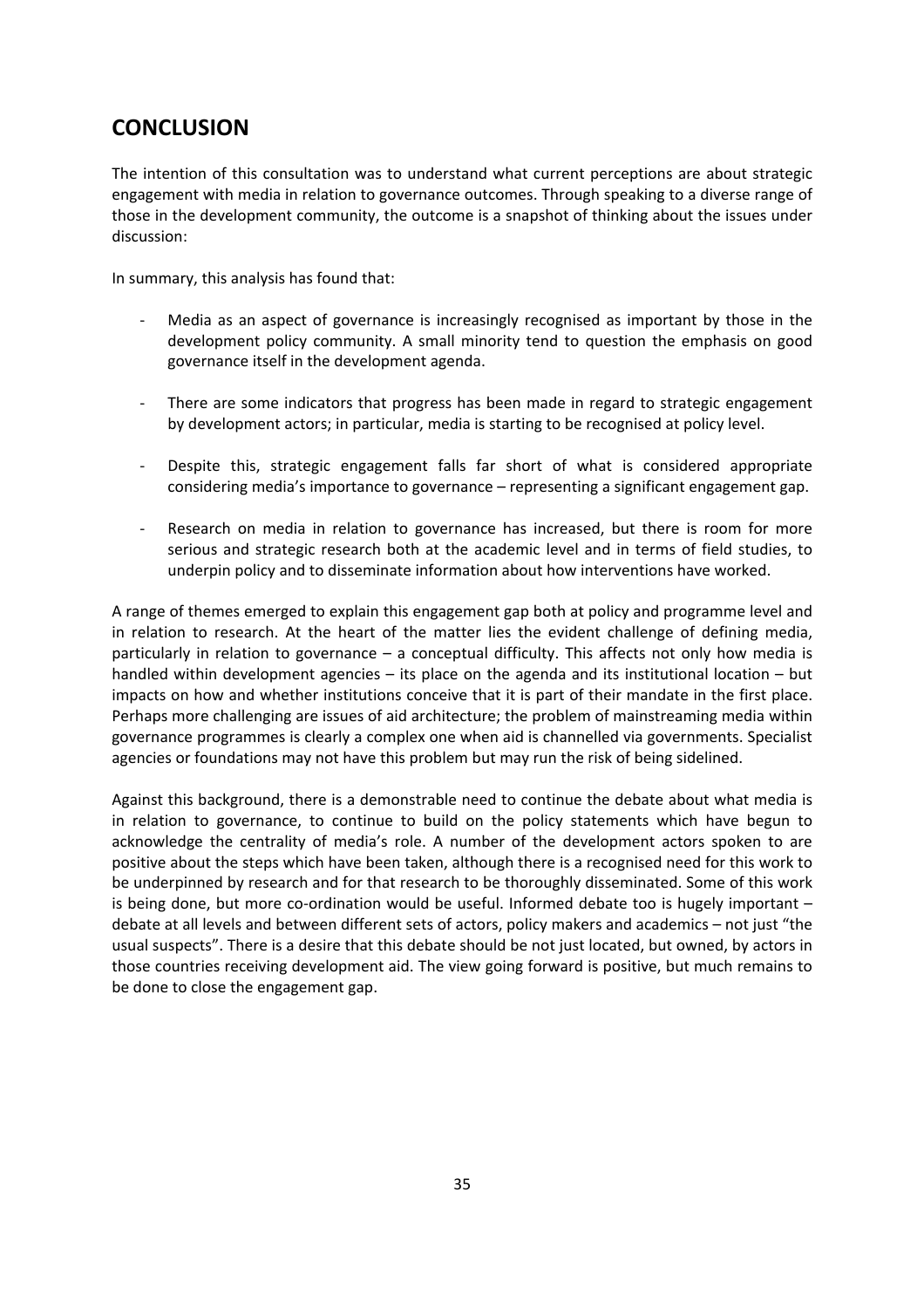## CONCLUSION

The intention of this consultation was to understand what current perceptions are about strategic engagement with media in relation to governance outcomes. Through speaking to a diverse range of those in the development community, the outcome is a snapshot of thinking about the issues under discussion:

In summary, this analysis has found that:

- Media as an aspect of governance is increasingly recognised as important by those in the development policy community. A small minority tend to question the emphasis on good governance itself in the development agenda.

- There are some indicators that progress has been made in regard to strategic engagement by development actors; in particular, media is starting to be recognised at policy level.

- Despite this, strategic engagement falls far short of what is considered appropriate considering media's importance to governance – representing a significant engagement gap.

- Research on media in relation to governance has increased, but there is room for more serious and strategic research both at the academic level and in terms of field studies, to underpin policy and to disseminate information about how interventions have worked.

A range of themes emerged to explain this engagement gap both at policy and programme level and in relation to research. At the heart of the matter lies the evident challenge of defining media, particularly in relation to governance – a conceptual difficulty. This affects not only how media is handled within development agencies – its place on the agenda and its institutional location – but impacts on how and whether institutions conceive that it is part of their mandate in the first place. Perhaps more challenging are issues of aid architecture; the problem of mainstreaming media within governance programmes is clearly a complex one when aid is channelled via governments. Specialist agencies or foundations may not have this problem but may run the risk of being sidelined.

Against this background, there is a demonstrable need to continue the debate about what media is in relation to governance, to continue to build on the policy statements which have begun to acknowledge the centrality of media's role. A number of the development actors spoken to are positive about the steps which have been taken, although there is a recognised need for this work to be underpinned by research and for that research to be thoroughly disseminated. Some of this work is being done, but more co-ordination would be useful. Informed debate too is hugely important – debate at all levels and between different sets of actors, policy makers and academics – not just "the usual suspects". There is a desire that this debate should be not just located, but owned, by actors in those countries receiving development aid. The view going forward is positive, but much remains to be done to close the engagement gap.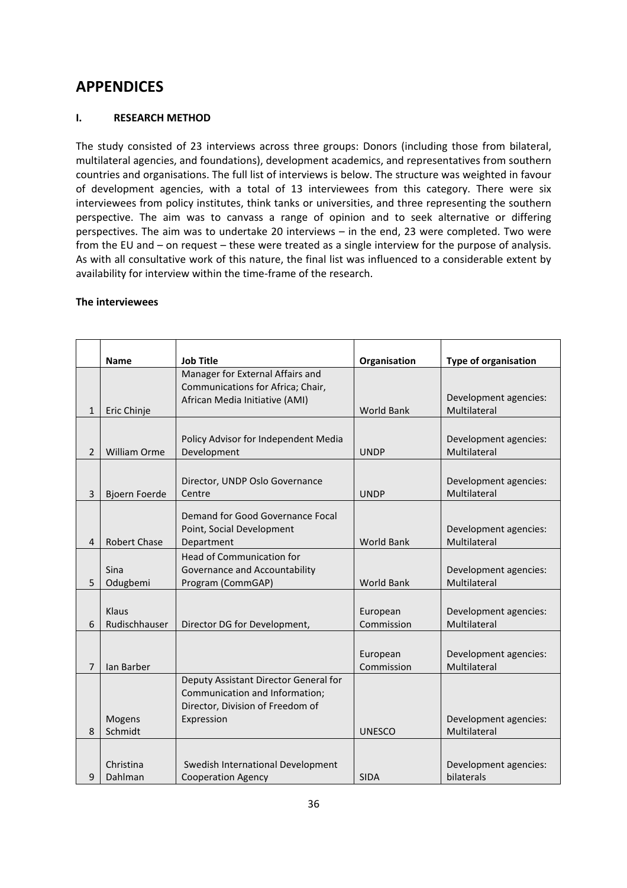# APPENDICES

### I. RESEARCH METHOD

The study consisted of 23 interviews across three groups: Donors (including those from bilateral, multilateral agencies, and foundations), development academics, and representatives from southern countries and organisations. The full list of interviews is below. The structure was weighted in favour of development agencies, with a total of 13 interviewees from this category. There were six interviewees from policy institutes, think tanks or universities, and three representing the southern perspective. The aim was to canvass a range of opinion and to seek alternative or differing perspectives. The aim was to undertake 20 interviews – in the end, 23 were completed. Two were from the EU and – on request – these were treated as a single interview for the purpose of analysis. As with all consultative work of this nature, the final list was influenced to a considerable extent by availability for interview within the time-frame of the research.

**The interviewees**

| | Name | Job Title | Organisation | Type of organisation |
|---|---|---|---|---|
| 1 | Eric Chinje | Manager for External Affairs and Communications for Africa; Chair, African Media Initiative (AMI) | World Bank | Development agencies: Multilateral |
| 2 | William Orme | Policy Advisor for Independent Media Development | UNDP | Development agencies: Multilateral |
| 3 | Bjoern Foerde | Director, UNDP Oslo Governance Centre | UNDP | Development agencies: Multilateral |
| 4 | Robert Chase | Demand for Good Governance Focal Point, Social Development Department | World Bank | Development agencies: Multilateral |
| 5 | Sina Odugbemi | Head of Communication for Governance and Accountability Program (CommGAP) | World Bank | Development agencies: Multilateral |
| 6 | Klaus Rudischhauser | Director DG for Development, | European Commission | Development agencies: Multilateral |
| 7 | Ian Barber | | European Commission | Development agencies: Multilateral |
| 8 | Mogens Schmidt | Deputy Assistant Director General for Communication and Information; Director, Division of Freedom of Expression | UNESCO | Development agencies: Multilateral |
| 9 | Christina Dahlman | Swedish International Development Cooperation Agency | SIDA | Development agencies: bilaterals |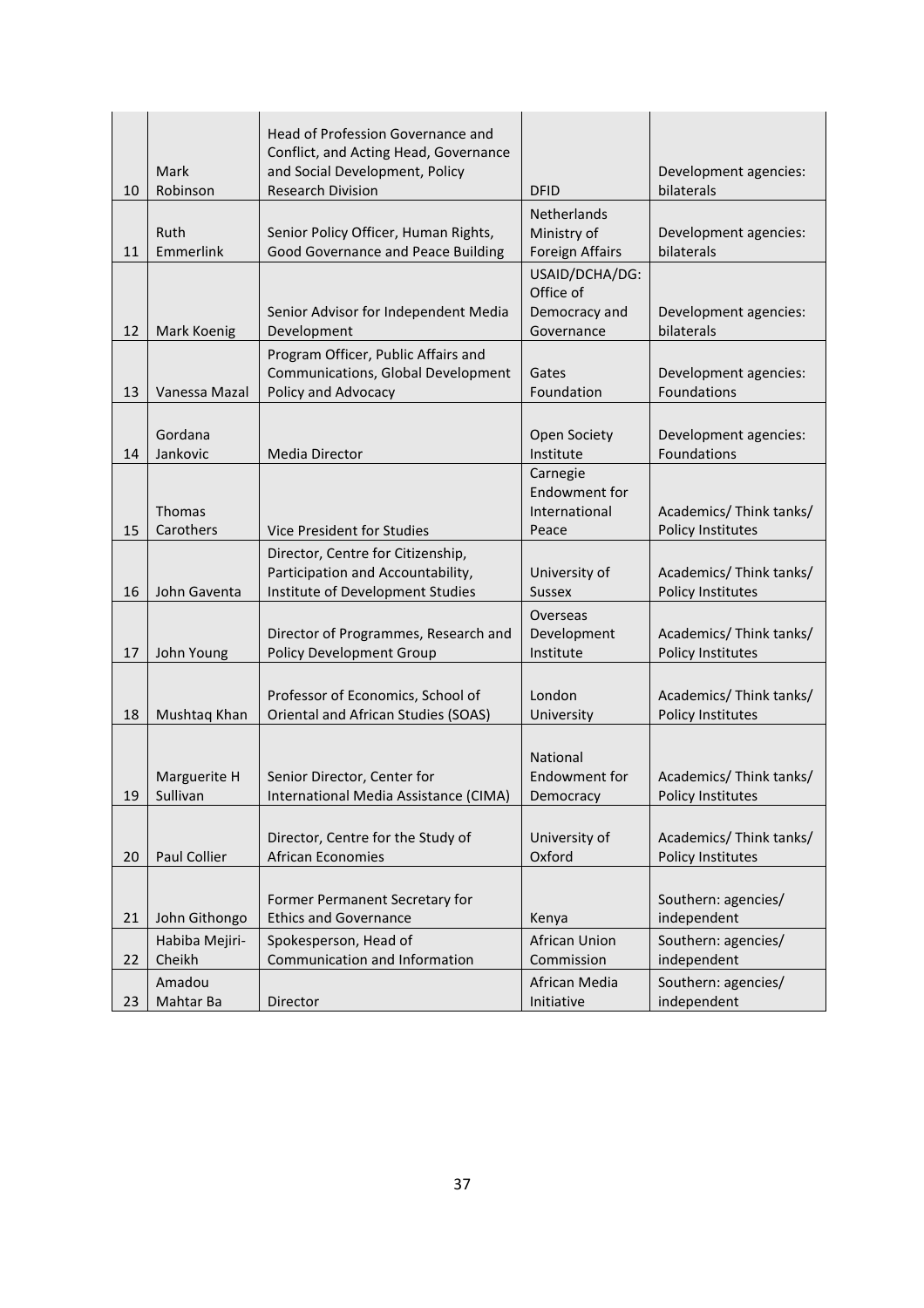| 10 | Mark Robinson | Head of Profession Governance and Conflict, and Acting Head, Governance and Social Development, Policy Research Division | DFID | Development agencies: bilaterals |
|---|---|---|---|---|
| 11 | Ruth Emmerlink | Senior Policy Officer, Human Rights, Good Governance and Peace Building | Netherlands Ministry of Foreign Affairs | Development agencies: bilaterals |
| 12 | Mark Koenig | Senior Advisor for Independent Media Development | USAID/DCHA/DG: Office of Democracy and Governance | Development agencies: bilaterals |
| 13 | Vanessa Mazal | Program Officer, Public Affairs and Communications, Global Development Policy and Advocacy | Gates Foundation | Development agencies: Foundations |
| 14 | Gordana Jankovic | Media Director | Open Society Institute | Development agencies: Foundations |
| 15 | Thomas Carothers | Vice President for Studies | Carnegie Endowment for International Peace | Academics/ Think tanks/ Policy Institutes |
| 16 | John Gaventa | Director, Centre for Citizenship, Participation and Accountability, Institute of Development Studies | University of Sussex | Academics/ Think tanks/ Policy Institutes |
| 17 | John Young | Director of Programmes, Research and Policy Development Group | Overseas Development Institute | Academics/ Think tanks/ Policy Institutes |
| 18 | Mushtaq Khan | Professor of Economics, School of Oriental and African Studies (SOAS) | London University | Academics/ Think tanks/ Policy Institutes |
| 19 | Marguerite H Sullivan | Senior Director, Center for International Media Assistance (CIMA) | National Endowment for Democracy | Academics/ Think tanks/ Policy Institutes |
| 20 | Paul Collier | Director, Centre for the Study of African Economies | University of Oxford | Academics/ Think tanks/ Policy Institutes |
| 21 | John Githongo | Former Permanent Secretary for Ethics and Governance | Kenya | Southern: agencies/ independent |
| 22 | Habiba Mejiri-Cheikh | Spokesperson, Head of Communication and Information | African Union Commission | Southern: agencies/ independent |
| 23 | Amadou Mahtar Ba | Director | African Media Initiative | Southern: agencies/ independent |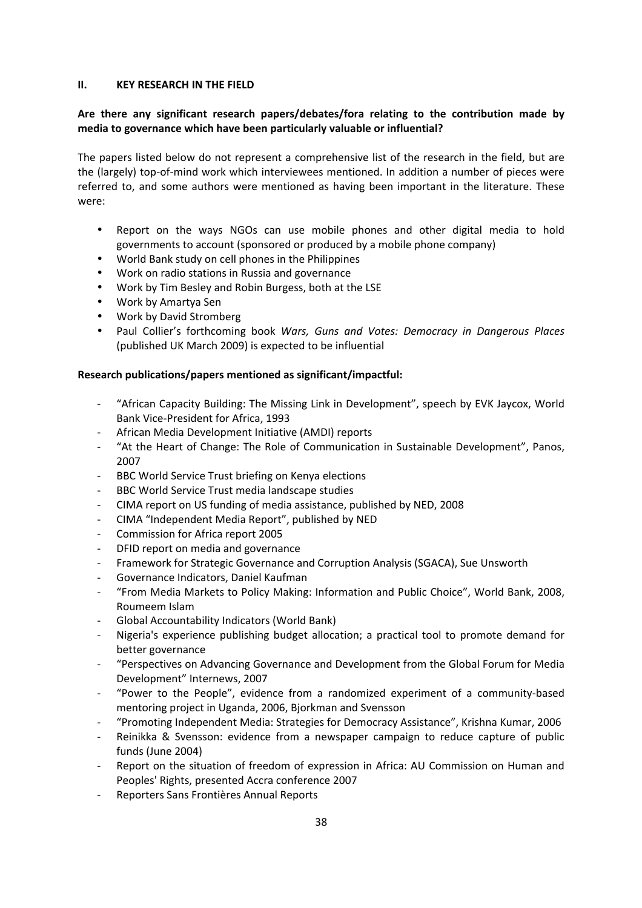## II. KEY RESEARCH IN THE FIELD

**Are there any significant research papers/debates/fora relating to the contribution made by media to governance which have been particularly valuable or influential?**

The papers listed below do not represent a comprehensive list of the research in the field, but are the (largely) top-of-mind work which interviewees mentioned. In addition a number of pieces were referred to, and some authors were mentioned as having been important in the literature. These were:

- Report on the ways NGOs can use mobile phones and other digital media to hold governments to account (sponsored or produced by a mobile phone company)
- World Bank study on cell phones in the Philippines
- Work on radio stations in Russia and governance
- Work by Tim Besley and Robin Burgess, both at the LSE
- Work by Amartya Sen
- Work by David Stromberg
- Paul Collier's forthcoming book *Wars, Guns and Votes: Democracy in Dangerous Places* (published UK March 2009) is expected to be influential

**Research publications/papers mentioned as significant/impactful:**

- "African Capacity Building: The Missing Link in Development", speech by EVK Jaycox, World Bank Vice-President for Africa, 1993
- African Media Development Initiative (AMDI) reports
- "At the Heart of Change: The Role of Communication in Sustainable Development", Panos, 2007
- BBC World Service Trust briefing on Kenya elections
- BBC World Service Trust media landscape studies
- CIMA report on US funding of media assistance, published by NED, 2008
- CIMA "Independent Media Report", published by NED
- Commission for Africa report 2005
- DFID report on media and governance
- Framework for Strategic Governance and Corruption Analysis (SGACA), Sue Unsworth
- Governance Indicators, Daniel Kaufman
- "From Media Markets to Policy Making: Information and Public Choice", World Bank, 2008, Roumeem Islam
- Global Accountability Indicators (World Bank)
- Nigeria's experience publishing budget allocation; a practical tool to promote demand for better governance
- "Perspectives on Advancing Governance and Development from the Global Forum for Media Development" Internews, 2007
- "Power to the People", evidence from a randomized experiment of a community-based mentoring project in Uganda, 2006, Bjorkman and Svensson
- "Promoting Independent Media: Strategies for Democracy Assistance", Krishna Kumar, 2006
- Reinikka & Svensson: evidence from a newspaper campaign to reduce capture of public funds (June 2004)
- Report on the situation of freedom of expression in Africa: AU Commission on Human and Peoples' Rights, presented Accra conference 2007
- Reporters Sans Frontières Annual Reports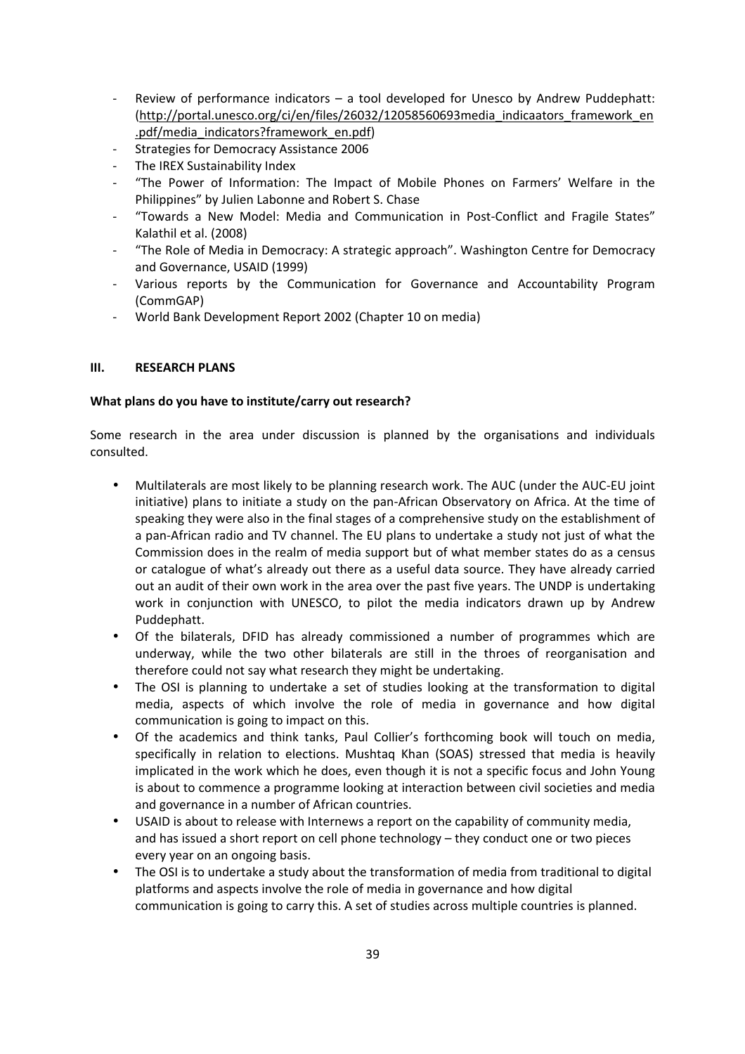- Review of performance indicators – a tool developed for Unesco by Andrew Puddephatt: (http://portal.unesco.org/ci/en/files/26032/12058560693media_indicaators_framework_en.pdf/media_indicators?framework_en.pdf)
- Strategies for Democracy Assistance 2006
- The IREX Sustainability Index
- "The Power of Information: The Impact of Mobile Phones on Farmers' Welfare in the Philippines" by Julien Labonne and Robert S. Chase
- "Towards a New Model: Media and Communication in Post-Conflict and Fragile States" Kalathil et al. (2008)
- "The Role of Media in Democracy: A strategic approach". Washington Centre for Democracy and Governance, USAID (1999)
- Various reports by the Communication for Governance and Accountability Program (CommGAP)
- World Bank Development Report 2002 (Chapter 10 on media)

## III. RESEARCH PLANS

**What plans do you have to institute/carry out research?**

Some research in the area under discussion is planned by the organisations and individuals consulted.

- Multilaterals are most likely to be planning research work. The AUC (under the AUC-EU joint initiative) plans to initiate a study on the pan-African Observatory on Africa. At the time of speaking they were also in the final stages of a comprehensive study on the establishment of a pan-African radio and TV channel. The EU plans to undertake a study not just of what the Commission does in the realm of media support but of what member states do as a census or catalogue of what's already out there as a useful data source. They have already carried out an audit of their own work in the area over the past five years. The UNDP is undertaking work in conjunction with UNESCO, to pilot the media indicators drawn up by Andrew Puddephatt.
- Of the bilaterals, DFID has already commissioned a number of programmes which are underway, while the two other bilaterals are still in the throes of reorganisation and therefore could not say what research they might be undertaking.
- The OSI is planning to undertake a set of studies looking at the transformation to digital media, aspects of which involve the role of media in governance and how digital communication is going to impact on this.
- Of the academics and think tanks, Paul Collier's forthcoming book will touch on media, specifically in relation to elections. Mushtaq Khan (SOAS) stressed that media is heavily implicated in the work which he does, even though it is not a specific focus and John Young is about to commence a programme looking at interaction between civil societies and media and governance in a number of African countries.
- USAID is about to release with Internews a report on the capability of community media, and has issued a short report on cell phone technology – they conduct one or two pieces every year on an ongoing basis.
- The OSI is to undertake a study about the transformation of media from traditional to digital platforms and aspects involve the role of media in governance and how digital communication is going to carry this. A set of studies across multiple countries is planned.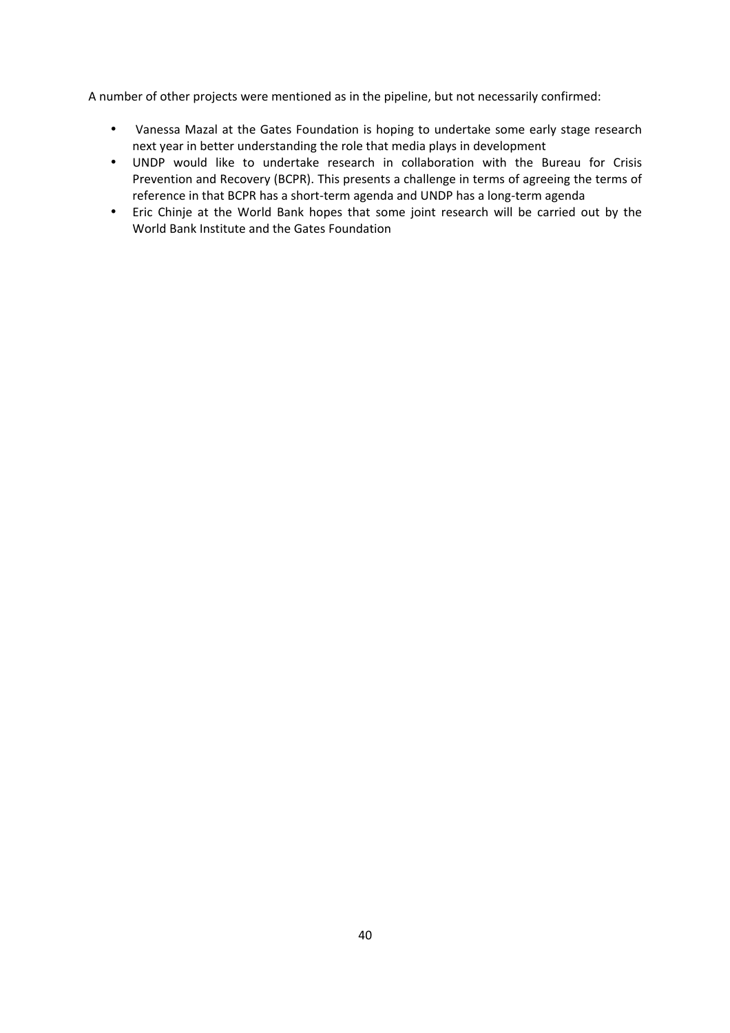A number of other projects were mentioned as in the pipeline, but not necessarily confirmed:

- Vanessa Mazal at the Gates Foundation is hoping to undertake some early stage research next year in better understanding the role that media plays in development
- UNDP would like to undertake research in collaboration with the Bureau for Crisis Prevention and Recovery (BCPR). This presents a challenge in terms of agreeing the terms of reference in that BCPR has a short-term agenda and UNDP has a long-term agenda
- Eric Chinje at the World Bank hopes that some joint research will be carried out by the World Bank Institute and the Gates Foundation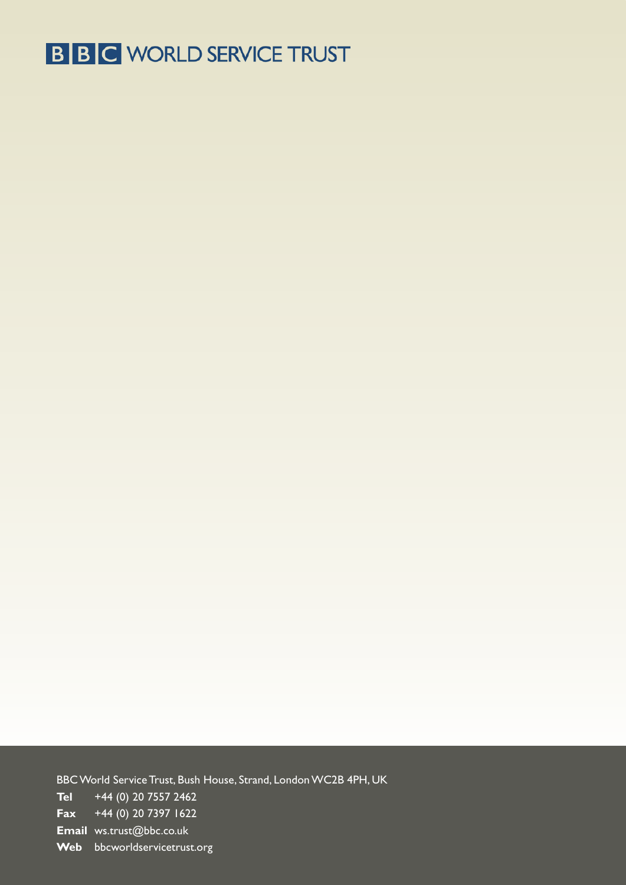BBC WORLD SERVICE TRUST

BBC World Service Trust, Bush House, Strand, London WC2B 4PH, UK

**Tel** +44 (0) 20 7557 2462

**Fax** +44 (0) 20 7397 1622

**Email** ws.trust@bbc.co.uk

**Web** bbcworldservicetrust.org